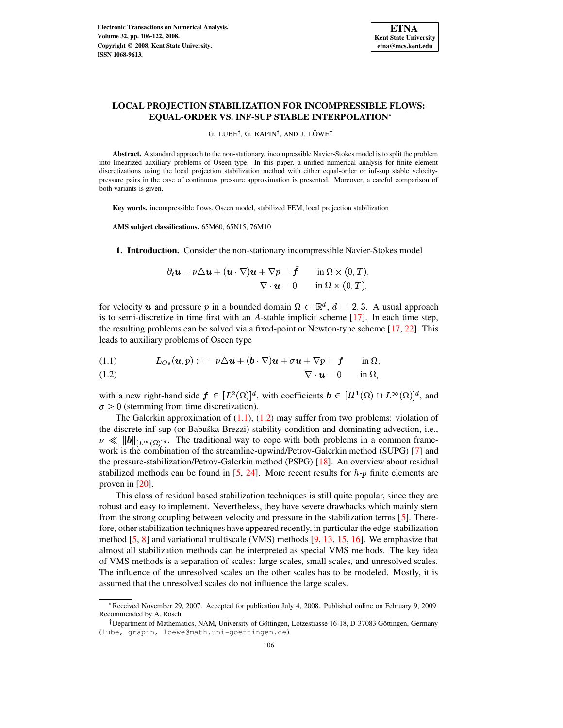# LOCAL PROJECTION STABILIZATION FOR INCOMPRESSIBLE FLOWS: EQUAL-ORDER VS. INF-SUP STABLE INTERPOLATION*

G. LUBE†, G. RAPIN†, AND J. LÖWE†

**Abstract.** A standard approach to the non-stationary, incompressible Navier-Stokes model is to split the problem into linearized auxiliary problems of Oseen type. In this paper, a unified numerical analysis for finite element discretizations using the local projection stabilization method with either equal-order or inf-sup stable velocity-pressure pairs in the case of continuous pressure approximation is presented. Moreover, a careful comparison of both variants is given.

**Key words.** incompressible flows, Oseen model, stabilized FEM, local projection stabilization

**AMS subject classifications.** 65M60, 65N15, 76M10

## 1. Introduction.

Consider the non-stationary incompressible Navier-Stokes model

$$\partial_t \boldsymbol{u} - \nu \triangle \boldsymbol{u} + (\boldsymbol{u} \cdot \nabla)\boldsymbol{u} + \nabla p = \tilde{\boldsymbol{f}} \qquad \text{in } \Omega \times (0,T),$$
$$\nabla \cdot \boldsymbol{u} = 0 \qquad \text{in } \Omega \times (0,T),$$

for velocity $\boldsymbol{u}$ and pressure $p$ in a bounded domain $\Omega \subset \mathbb{R}^d$, $d = 2,3$. A usual approach is to semi-discretize in time first with an $A$-stable implicit scheme [17]. In each time step, the resulting problems can be solved via a fixed-point or Newton-type scheme [17, 22]. This leads to auxiliary problems of Oseen type

$$L_{Os}(\boldsymbol{u}, p) := -\nu \triangle \boldsymbol{u} + (\boldsymbol{b} \cdot \nabla)\boldsymbol{u} + \sigma \boldsymbol{u} + \nabla p = \boldsymbol{f} \qquad \text{in } \Omega, \tag{1.1}$$

$$\nabla \cdot \boldsymbol{u} = 0 \qquad \text{in } \Omega, \tag{1.2}$$

with a new right-hand side $\boldsymbol{f} \in [L^2(\Omega)]^d$, with coefficients $\boldsymbol{b} \in [H^1(\Omega) \cap L^\infty(\Omega)]^d$, and $\sigma \geq 0$ (stemming from time discretization).

The Galerkin approximation of (1.1), (1.2) may suffer from two problems: violation of the discrete inf-sup (or Babuška-Brezzi) stability condition and dominating advection, i.e., $\nu \ll \|\boldsymbol{b}\|_{[L^\infty(\Omega)]^d}$. The traditional way to cope with both problems in a common framework is the combination of the streamline-upwind/Petrov-Galerkin method (SUPG) [7] and the pressure-stabilization/Petrov-Galerkin method (PSPG) [18]. An overview about residual stabilized methods can be found in [5, 24]. More recent results for $h$-$p$ finite elements are proven in [20].

This class of residual based stabilization techniques is still quite popular, since they are robust and easy to implement. Nevertheless, they have severe drawbacks which mainly stem from the strong coupling between velocity and pressure in the stabilization terms [5]. Therefore, other stabilization techniques have appeared recently, in particular the edge-stabilization method [5, 8] and variational multiscale (VMS) methods [9, 13, 15, 16]. We emphasize that almost all stabilization methods can be interpreted as special VMS methods. The key idea of VMS methods is a separation of scales: large scales, small scales, and unresolved scales. The influence of the unresolved scales on the other scales has to be modeled. Mostly, it is assumed that the unresolved scales do not influence the large scales.

---

*Received November 29, 2007. Accepted for publication July 4, 2008. Published online on February 9, 2009. Recommended by A. Rösch.

†Department of Mathematics, NAM, University of Göttingen, Lotzestrasse 16-18, D-37083 Göttingen, Germany (lube, grapin, loewe@math.uni-goettingen.de).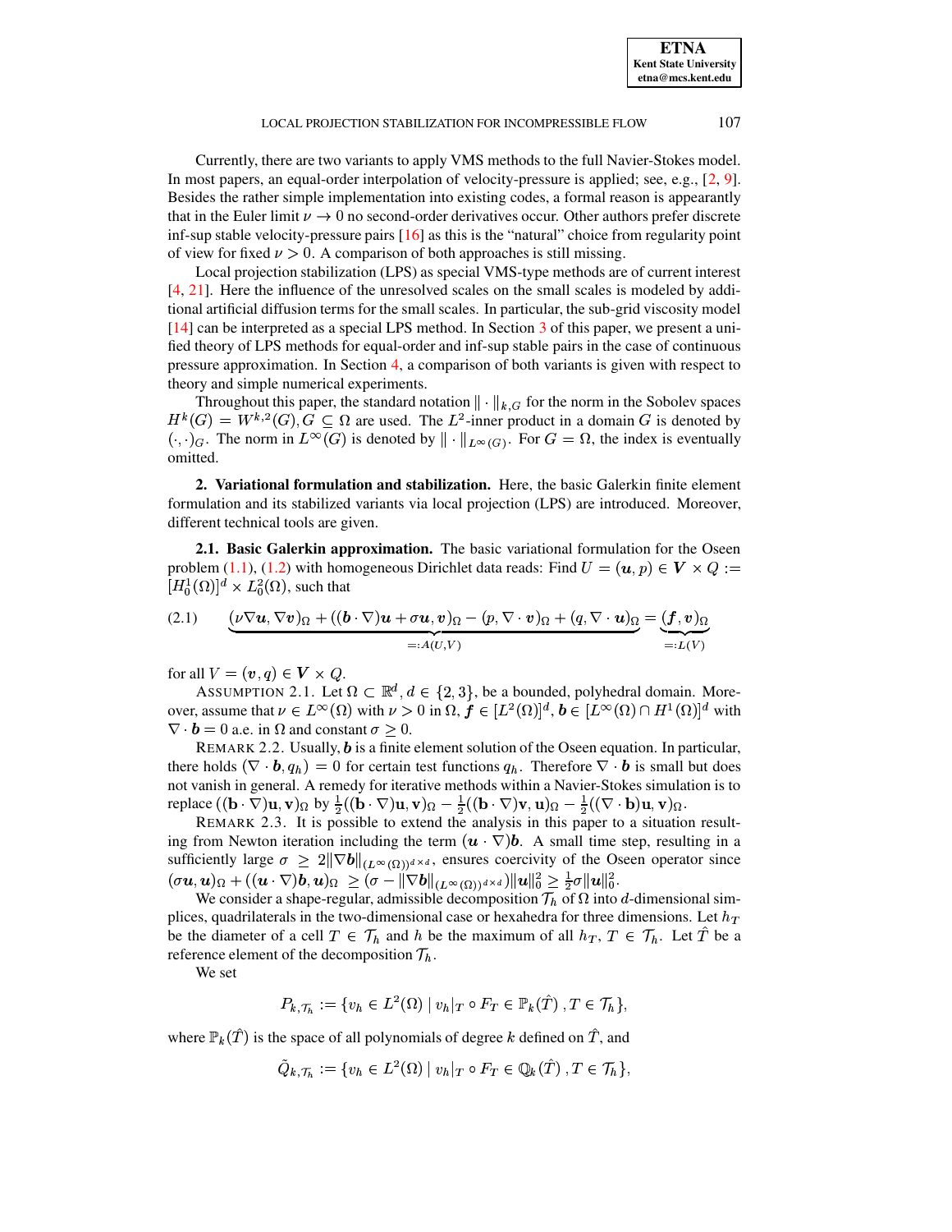Currently, there are two variants to apply VMS methods to the full Navier-Stokes model. In most papers, an equal-order interpolation of velocity-pressure is applied; see, e.g., [2, 9]. Besides the rather simple implementation into existing codes, a formal reason is appearantly that in the Euler limit $\nu \to 0$ no second-order derivatives occur. Other authors prefer discrete inf-sup stable velocity-pressure pairs [16] as this is the "natural" choice from regularity point of view for fixed $\nu > 0$. A comparison of both approaches is still missing.

Local projection stabilization (LPS) as special VMS-type methods are of current interest [4, 21]. Here the influence of the unresolved scales on the small scales is modeled by additional artificial diffusion terms for the small scales. In particular, the sub-grid viscosity model [14] can be interpreted as a special LPS method. In Section 3 of this paper, we present a unified theory of LPS methods for equal-order and inf-sup stable pairs in the case of continuous pressure approximation. In Section 4, a comparison of both variants is given with respect to theory and simple numerical experiments.

Throughout this paper, the standard notation $\|\cdot\|_{k,G}$ for the norm in the Sobolev spaces $H^k(G) = W^{k,2}(G), G \subseteq \Omega$ are used. The $L^2$-inner product in a domain $G$ is denoted by $(\cdot,\cdot)_G$. The norm in $L^\infty(G)$ is denoted by $\|\cdot\|_{L^\infty(G)}$. For $G = \Omega$, the index is eventually omitted.

## 2. Variational formulation and stabilization.

Here, the basic Galerkin finite element formulation and its stabilized variants via local projection (LPS) are introduced. Moreover, different technical tools are given.

### 2.1. Basic Galerkin approximation.

The basic variational formulation for the Oseen problem (1.1), (1.2) with homogeneous Dirichlet data reads: Find $U = (\boldsymbol{u}, p) \in \boldsymbol{V} \times Q := [H_0^1(\Omega)]^d \times L_0^2(\Omega)$, such that

$$
\underbrace{(\nu \nabla \boldsymbol{u}, \nabla \boldsymbol{v})_\Omega + ((\boldsymbol{b}\cdot\nabla)\boldsymbol{u} + \sigma \boldsymbol{u}, \boldsymbol{v})_\Omega - (p, \nabla\cdot\boldsymbol{v})_\Omega + (q, \nabla\cdot\boldsymbol{u})_\Omega}_{=:A(U,V)} = \underbrace{(\boldsymbol{f}, \boldsymbol{v})_\Omega}_{=:L(V)} \tag{2.1}
$$

for all $V = (\boldsymbol{v}, q) \in \boldsymbol{V} \times Q$.

ASSUMPTION 2.1. Let $\Omega \subset \mathbb{R}^d, d \in \{2, 3\}$, be a bounded, polyhedral domain. Moreover, assume that $\nu \in L^\infty(\Omega)$ with $\nu > 0$ in $\Omega$, $\boldsymbol{f} \in [L^2(\Omega)]^d$, $\boldsymbol{b} \in [L^\infty(\Omega) \cap H^1(\Omega)]^d$ with $\nabla \cdot \boldsymbol{b} = 0$ a.e. in $\Omega$ and constant $\sigma \geq 0$.

REMARK 2.2. Usually, $\boldsymbol{b}$ is a finite element solution of the Oseen equation. In particular, there holds $(\nabla\cdot\boldsymbol{b}, q_h) = 0$ for certain test functions $q_h$. Therefore $\nabla\cdot\boldsymbol{b}$ is small but does not vanish in general. A remedy for iterative methods within a Navier-Stokes simulation is to replace $((\mathbf{b}\cdot\nabla)\mathbf{u}, \mathbf{v})_\Omega$ by $\frac{1}{2}((\mathbf{b}\cdot\nabla)\mathbf{u}, \mathbf{v})_\Omega - \frac{1}{2}((\mathbf{b}\cdot\nabla)\mathbf{v}, \mathbf{u})_\Omega - \frac{1}{2}((\nabla\cdot\mathbf{b})\mathbf{u}, \mathbf{v})_\Omega$.

REMARK 2.3. It is possible to extend the analysis in this paper to a situation resulting from Newton iteration including the term $(\boldsymbol{u}\cdot\nabla)\boldsymbol{b}$. A small time step, resulting in a sufficiently large $\sigma \geq 2\|\nabla\boldsymbol{b}\|_{(L^\infty(\Omega))^{d\times d}}$, ensures coercivity of the Oseen operator since $(\sigma\boldsymbol{u}, \boldsymbol{u})_\Omega + ((\boldsymbol{u}\cdot\nabla)\boldsymbol{b}, \boldsymbol{u})_\Omega \geq (\sigma - \|\nabla\boldsymbol{b}\|_{(L^\infty(\Omega))^{d\times d}})\|\boldsymbol{u}\|_0^2 \geq \frac{1}{2}\sigma\|\boldsymbol{u}\|_0^2$.

We consider a shape-regular, admissible decomposition $\mathcal{T}_h$ of $\Omega$ into $d$-dimensional simplices, quadrilaterals in the two-dimensional case or hexahedra for three dimensions. Let $h_T$ be the diameter of a cell $T \in \mathcal{T}_h$ and $h$ be the maximum of all $h_T$, $T \in \mathcal{T}_h$. Let $\hat{T}$ be a reference element of the decomposition $\mathcal{T}_h$.

We set

$$
P_{k,\mathcal{T}_h} := \{v_h \in L^2(\Omega) \mid v_h|_T \circ F_T \in \mathbb{P}_k(\hat{T}), T \in \mathcal{T}_h\},
$$

where $\mathbb{P}_k(\hat{T})$ is the space of all polynomials of degree $k$ defined on $\hat{T}$, and

$$
\tilde{Q}_{k,\mathcal{T}_h} := \{v_h \in L^2(\Omega) \mid v_h|_T \circ F_T \in \mathbb{Q}_k(\hat{T}), T \in \mathcal{T}_h\},
$$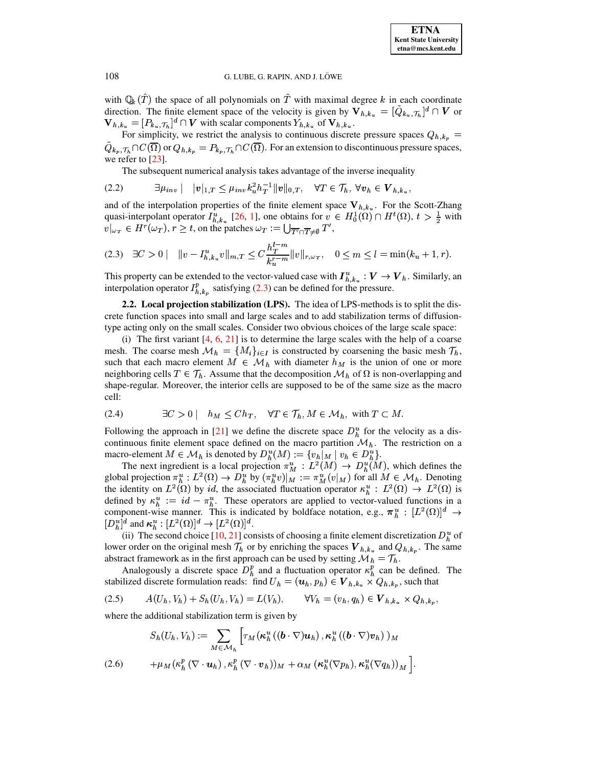with $\mathbb{Q}_k(\hat{T})$ the space of all polynomials on $\hat{T}$ with maximal degree $k$ in each coordinate direction. The finite element space of the velocity is given by $\mathbf{V}_{h,k_u} = [\tilde{Q}_{k_u,\mathcal{T}_h}]^d \cap \boldsymbol{V}$ or $\mathbf{V}_{h,k_u} = [P_{k_u,\mathcal{T}_h}]^d \cap \boldsymbol{V}$ with scalar components $Y_{h,k_u}$ of $\mathbf{V}_{h,k_u}$.

For simplicity, we restrict the analysis to continuous discrete pressure spaces $Q_{h,k_p} = \tilde{Q}_{k_p,\mathcal{T}_h} \cap C(\overline{\Omega})$ or $Q_{h,k_p} = P_{k_p,\mathcal{T}_h} \cap C(\overline{\Omega})$. For an extension to discontinuous pressure spaces, we refer to [23].

The subsequent numerical analysis takes advantage of the inverse inequality

$$
\exists \mu_{inv} \mid \quad |\boldsymbol{v}|_{1,T} \leq \mu_{inv} k_u^2 h_T^{-1} \|\boldsymbol{v}\|_{0,T}, \quad \forall T \in \mathcal{T}_h, \; \forall \boldsymbol{v}_h \in \boldsymbol{V}_{h,k_u}, \tag{2.2}
$$

and of the interpolation properties of the finite element space $\mathbf{V}_{h,k_u}$. For the Scott-Zhang quasi-interpolant operator $I^u_{h,k_u}$ [26, 1], one obtains for $v \in H^1_0(\Omega) \cap H^t(\Omega)$, $t > \frac{1}{2}$ with $v|_{\omega_T} \in H^r(\omega_T)$, $r \geq t$, on the patches $\omega_T := \bigcup_{\overline{T'} \cap \overline{T} \neq \emptyset} T'$,

$$
\exists C > 0 \mid \quad \|v - I^u_{h,k_u} v\|_{m,T} \leq C \frac{h_T^{l-m}}{k_u^{r-m}} \|v\|_{r,\omega_T}, \quad 0 \leq m \leq l = \min(k_u + 1, r). \tag{2.3}
$$

This property can be extended to the vector-valued case with $\boldsymbol{I}^u_{h,k_u} : \boldsymbol{V} \to \boldsymbol{V}_h$. Similarly, an interpolation operator $I^p_{h,k_p}$ satisfying (2.3) can be defined for the pressure.

**2.2. Local projection stabilization (LPS).** The idea of LPS-methods is to split the discrete function spaces into small and large scales and to add stabilization terms of diffusion-type acting only on the small scales. Consider two obvious choices of the large scale space:

(i) The first variant [4, 6, 21] is to determine the large scales with the help of a coarse mesh. The coarse mesh $\mathcal{M}_h = \{M_i\}_{i \in I}$ is constructed by coarsening the basic mesh $\mathcal{T}_h$, such that each macro element $M \in \mathcal{M}_h$ with diameter $h_M$ is the union of one or more neighboring cells $T \in \mathcal{T}_h$. Assume that the decomposition $\mathcal{M}_h$ of $\Omega$ is non-overlapping and shape-regular. Moreover, the interior cells are supposed to be of the same size as the macro cell:

$$
\exists C > 0 \mid \quad h_M \leq C h_T, \quad \forall T \in \mathcal{T}_h, M \in \mathcal{M}_h, \text{ with } T \subset M. \tag{2.4}
$$

Following the approach in [21] we define the discrete space $D^u_h$ for the velocity as a discontinuous finite element space defined on the macro partition $\mathcal{M}_h$. The restriction on a macro-element $M \in \mathcal{M}_h$ is denoted by $D^u_h(M) := \{v_h|_M \mid v_h \in D^u_h\}$.

The next ingredient is a local projection $\pi^u_M : L^2(M) \to D^u_h(M)$, which defines the global projection $\pi^u_h : L^2(\Omega) \to D^u_h$ by $(\pi^u_h v)|_M := \pi^u_M(v|_M)$ for all $M \in \mathcal{M}_h$. Denoting the identity on $L^2(\Omega)$ by $id$, the associated fluctuation operator $\kappa^u_h : L^2(\Omega) \to L^2(\Omega)$ is defined by $\kappa^u_h := id - \pi^u_h$. These operators are applied to vector-valued functions in a component-wise manner. This is indicated by boldface notation, e.g., $\boldsymbol{\pi}^u_h : [L^2(\Omega)]^d \to [D^u_h]^d$ and $\boldsymbol{\kappa}^u_h : [L^2(\Omega)]^d \to [L^2(\Omega)]^d$.

(ii) The second choice [10, 21] consists of choosing a finite element discretization $D^u_h$ of lower order on the original mesh $\mathcal{T}_h$ or by enriching the spaces $\boldsymbol{V}_{h,k_u}$ and $Q_{h,k_p}$. The same abstract framework as in the first approach can be used by setting $\mathcal{M}_h = \mathcal{T}_h$.

Analogously a discrete space $D^p_h$ and a fluctuation operator $\kappa^p_h$ can be defined. The stabilized discrete formulation reads: find $U_h = (\boldsymbol{u}_h, p_h) \in \boldsymbol{V}_{h,k_u} \times Q_{h,k_p}$, such that

$$
A(U_h, V_h) + S_h(U_h, V_h) = L(V_h), \qquad \forall V_h = (v_h, q_h) \in \boldsymbol{V}_{h,k_u} \times Q_{h,k_p}, \tag{2.5}
$$

where the additional stabilization term is given by

$$
\begin{aligned}
S_h(U_h, V_h) := \sum_{M \in \mathcal{M}_h} \Big[ & \tau_M \left( \boldsymbol{\kappa}^u_h \left( (\boldsymbol{b} \cdot \nabla) \boldsymbol{u}_h \right), \boldsymbol{\kappa}^u_h \left( (\boldsymbol{b} \cdot \nabla) \boldsymbol{v}_h \right) \right)_M \\
& + \mu_M \left( \kappa^p_h \left( \nabla \cdot \boldsymbol{u}_h \right), \kappa^p_h \left( \nabla \cdot \boldsymbol{v}_h \right) \right)_M + \alpha_M \left( \boldsymbol{\kappa}^u_h(\nabla p_h), \boldsymbol{\kappa}^u_h(\nabla q_h) \right)_M \Big].
\end{aligned} \tag{2.6}
$$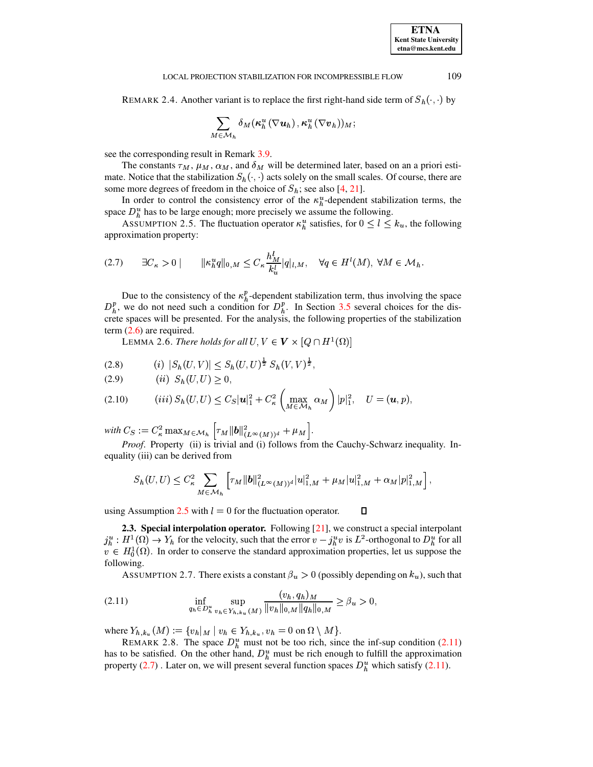REMARK 2.4. Another variant is to replace the first right-hand side term of $S_h(\cdot,\cdot)$ by

$$\sum_{M\in\mathcal{M}_h} \delta_M(\boldsymbol{\kappa}_h^u(\nabla \boldsymbol{u}_h), \boldsymbol{\kappa}_h^u(\nabla \boldsymbol{v}_h))_M;$$

see the corresponding result in Remark 3.9.

The constants $\tau_M$, $\mu_M$, $\alpha_M$, and $\delta_M$ will be determined later, based on an a priori estimate. Notice that the stabilization $S_h(\cdot,\cdot)$ acts solely on the small scales. Of course, there are some more degrees of freedom in the choice of $S_h$; see also [4, 21].

In order to control the consistency error of the $\kappa_h^u$-dependent stabilization terms, the space $D_h^u$ has to be large enough; more precisely we assume the following.

ASSUMPTION 2.5. The fluctuation operator $\kappa_h^u$ satisfies, for $0 \le l \le k_u$, the following approximation property:

$$\exists C_\kappa > 0 \mid \qquad \|\kappa_h^u q\|_{0,M} \le C_\kappa \frac{h_M^l}{k_u^l} |q|_{l,M}, \quad \forall q \in H^l(M),\ \forall M \in \mathcal{M}_h. \tag{2.7}$$

Due to the consistency of the $\kappa_h^p$-dependent stabilization term, thus involving the space $D_h^p$, we do not need such a condition for $D_h^p$. In Section 3.5 several choices for the discrete spaces will be presented. For the analysis, the following properties of the stabilization term (2.6) are required.

LEMMA 2.6. *There holds for all* $U, V \in \boldsymbol{V} \times [Q \cap H^1(\Omega)]$

$$(i)\ |S_h(U,V)| \le S_h(U,U)^{\frac{1}{2}}\, S_h(V,V)^{\frac{1}{2}}, \tag{2.8}$$

$$(ii)\ S_h(U,U) \ge 0, \tag{2.9}$$

$$(iii)\ S_h(U,U) \le C_S |\boldsymbol{u}|_1^2 + C_\kappa^2 \left(\max_{M\in\mathcal{M}_h} \alpha_M\right) |p|_1^2, \quad U = (\boldsymbol{u}, p), \tag{2.10}$$

*with* $C_S := C_\kappa^2 \max_{M\in\mathcal{M}_h} \left[\tau_M \|\boldsymbol{b}\|^2_{(L^\infty(M))^d} + \mu_M\right]$.

*Proof.* Property (ii) is trivial and (i) follows from the Cauchy-Schwarz inequality. Inequality (iii) can be derived from

$$S_h(U,U) \le C_\kappa^2 \sum_{M\in\mathcal{M}_h} \left[\tau_M \|\boldsymbol{b}\|^2_{(L^\infty(M))^d} |u|_{1,M}^2 + \mu_M |u|_{1,M}^2 + \alpha_M |p|_{1,M}^2\right],$$

using Assumption 2.5 with $l = 0$ for the fluctuation operator. ☐

**2.3. Special interpolation operator.** Following [21], we construct a special interpolant $j_h^u : H^1(\Omega) \to Y_h$ for the velocity, such that the error $v - j_h^u v$ is $L^2$-orthogonal to $D_h^u$ for all $v \in H_0^1(\Omega)$. In order to conserve the standard approximation properties, let us suppose the following.

ASSUMPTION 2.7. There exists a constant $\beta_u > 0$ (possibly depending on $k_u$), such that

$$\inf_{q_h\in D_h^u} \sup_{v_h\in Y_{h,k_u}(M)} \frac{(v_h, q_h)_M}{\|v_h\|_{0,M}\|q_h\|_{0,M}} \ge \beta_u > 0, \tag{2.11}$$

where $Y_{h,k_u}(M) := \{v_h|_M \mid v_h \in Y_{h,k_u}, v_h = 0 \text{ on } \Omega \setminus M\}$.

REMARK 2.8. The space $D_h^u$ must not be too rich, since the inf-sup condition (2.11) has to be satisfied. On the other hand, $D_h^u$ must be rich enough to fulfill the approximation property (2.7) . Later on, we will present several function spaces $D_h^u$ which satisfy (2.11).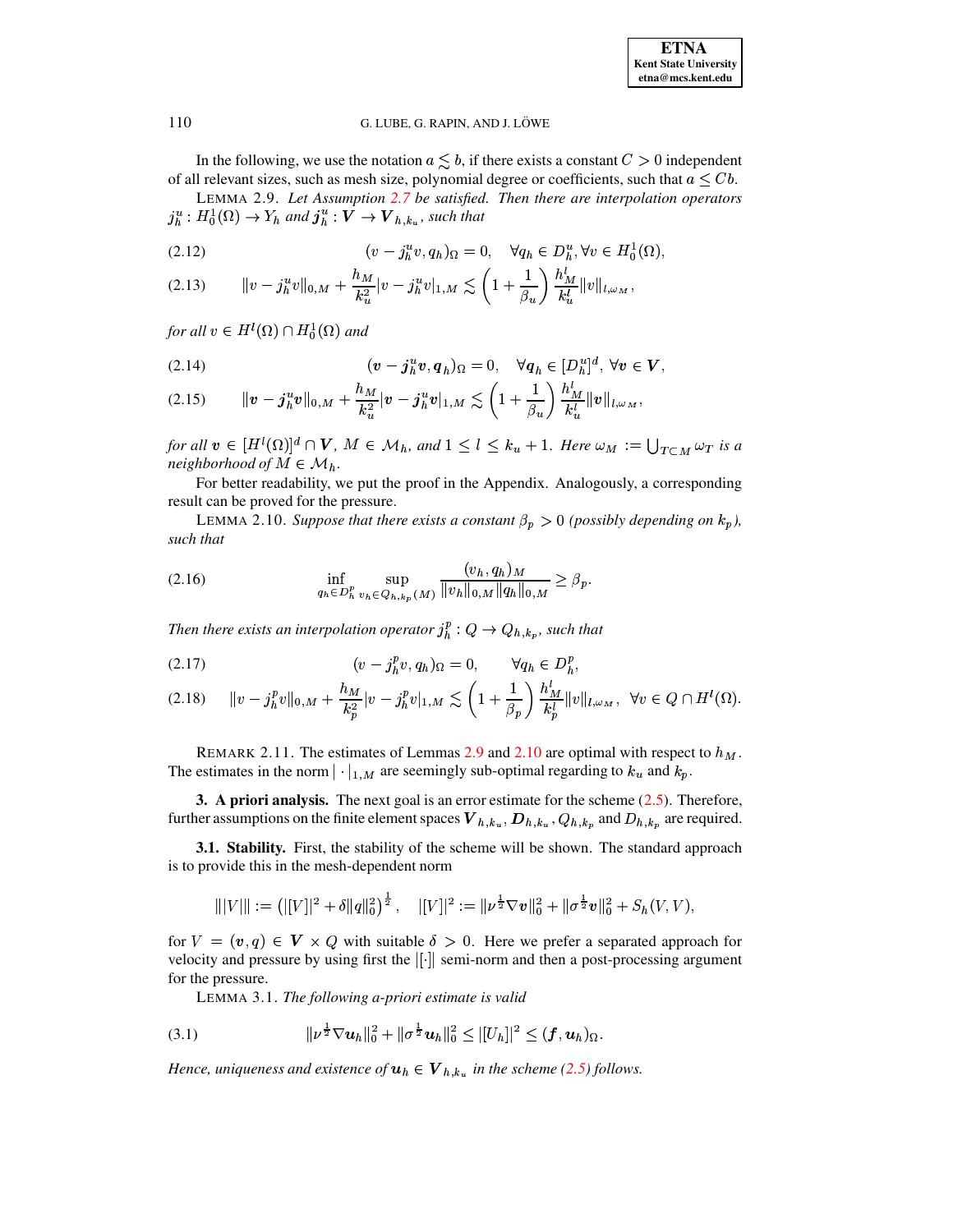In the following, we use the notation $a \lesssim b$, if there exists a constant $C > 0$ independent of all relevant sizes, such as mesh size, polynomial degree or coefficients, such that $a \leq Cb$.

LEMMA 2.9. *Let Assumption 2.7 be satisfied. Then there are interpolation operators* $j_h^u : H_0^1(\Omega) \to Y_h$ *and* $\boldsymbol{j}_h^u : \boldsymbol{V} \to \boldsymbol{V}_{h,k_u}$*, such that*

$$(v - j_h^u v, q_h)_\Omega = 0, \quad \forall q_h \in D_h^u, \forall v \in H_0^1(\Omega), \tag{2.12}$$

$$\|v - j_h^u v\|_{0,M} + \frac{h_M}{k_u^2}|v - j_h^u v|_{1,M} \lesssim \left(1 + \frac{1}{\beta_u}\right)\frac{h_M^l}{k_u^l}\|v\|_{l,\omega_M}, \tag{2.13}$$

*for all* $v \in H^l(\Omega) \cap H_0^1(\Omega)$ *and*

$$(\boldsymbol{v} - \boldsymbol{j}_h^u \boldsymbol{v}, \boldsymbol{q}_h)_\Omega = 0, \quad \forall \boldsymbol{q}_h \in [D_h^u]^d, \, \forall \boldsymbol{v} \in \boldsymbol{V}, \tag{2.14}$$

$$\|\boldsymbol{v} - \boldsymbol{j}_h^u \boldsymbol{v}\|_{0,M} + \frac{h_M}{k_u^2}|\boldsymbol{v} - \boldsymbol{j}_h^u \boldsymbol{v}|_{1,M} \lesssim \left(1 + \frac{1}{\beta_u}\right)\frac{h_M^l}{k_u^l}\|\boldsymbol{v}\|_{l,\omega_M}, \tag{2.15}$$

*for all* $\boldsymbol{v} \in [H^l(\Omega)]^d \cap \boldsymbol{V}$*,* $M \in \mathcal{M}_h$*, and* $1 \leq l \leq k_u + 1$*. Here* $\omega_M := \bigcup_{T \subset M} \omega_T$ *is a neighborhood of* $M \in \mathcal{M}_h$*.*

For better readability, we put the proof in the Appendix. Analogously, a corresponding result can be proved for the pressure.

LEMMA 2.10. *Suppose that there exists a constant* $\beta_p > 0$ *(possibly depending on* $k_p$*), such that*

$$\inf_{q_h \in D_h^p} \sup_{v_h \in Q_{h,k_p}(M)} \frac{(v_h, q_h)_M}{\|v_h\|_{0,M}\|q_h\|_{0,M}} \geq \beta_p. \tag{2.16}$$

*Then there exists an interpolation operator* $j_h^p : Q \to Q_{h,k_p}$*, such that*

$$(v - j_h^p v, q_h)_\Omega = 0, \qquad \forall q_h \in D_h^p, \tag{2.17}$$

$$\|v - j_h^p v\|_{0,M} + \frac{h_M}{k_p^2}|v - j_h^p v|_{1,M} \lesssim \left(1 + \frac{1}{\beta_p}\right)\frac{h_M^l}{k_p^l}\|v\|_{l,\omega_M}, \quad \forall v \in Q \cap H^l(\Omega). \tag{2.18}$$

REMARK 2.11. The estimates of Lemmas 2.9 and 2.10 are optimal with respect to $h_M$. The estimates in the norm $|\cdot|_{1,M}$ are seemingly sub-optimal regarding to $k_u$ and $k_p$.

## 3. A priori analysis.

The next goal is an error estimate for the scheme (2.5). Therefore, further assumptions on the finite element spaces $\boldsymbol{V}_{h,k_u}$, $\boldsymbol{D}_{h,k_u}$, $Q_{h,k_p}$ and $D_{h,k_p}$ are required.

### 3.1. Stability.

First, the stability of the scheme will be shown. The standard approach is to provide this in the mesh-dependent norm

$$|||V||| := \left(|[V]|^2 + \delta\|q\|_0^2\right)^{\frac{1}{2}}, \quad |[V]|^2 := \|\nu^{\frac{1}{2}}\nabla \boldsymbol{v}\|_0^2 + \|\sigma^{\frac{1}{2}}\boldsymbol{v}\|_0^2 + S_h(V,V),$$

for $V = (\boldsymbol{v}, q) \in \boldsymbol{V} \times Q$ with suitable $\delta > 0$. Here we prefer a separated approach for velocity and pressure by using first the $|[\cdot]|$ semi-norm and then a post-processing argument for the pressure.

LEMMA 3.1. *The following a-priori estimate is valid*

$$\|\nu^{\frac{1}{2}}\nabla \boldsymbol{u}_h\|_0^2 + \|\sigma^{\frac{1}{2}}\boldsymbol{u}_h\|_0^2 \leq |[U_h]|^2 \leq (\boldsymbol{f}, \boldsymbol{u}_h)_\Omega. \tag{3.1}$$

*Hence, uniqueness and existence of* $\boldsymbol{u}_h \in \boldsymbol{V}_{h,k_u}$ *in the scheme (2.5) follows.*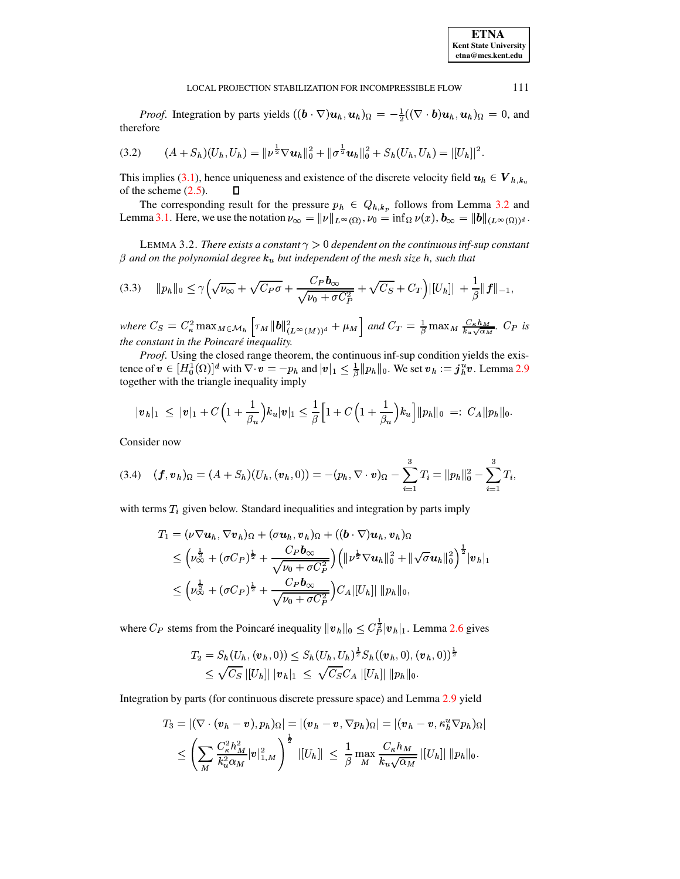*Proof*. Integration by parts yields $((\boldsymbol{b}\cdot\nabla)\boldsymbol{u}_h,\boldsymbol{u}_h)_\Omega = -\frac{1}{2}((\nabla\cdot\boldsymbol{b})\boldsymbol{u}_h,\boldsymbol{u}_h)_\Omega = 0$, and therefore

$$(A+S_h)(U_h,U_h) = \|\nu^{\frac{1}{2}}\nabla\boldsymbol{u}_h\|_0^2 + \|\sigma^{\frac{1}{2}}\boldsymbol{u}_h\|_0^2 + S_h(U_h,U_h) = |[U_h]|^2. \tag{3.2}$$

This implies (3.1), hence uniqueness and existence of the discrete velocity field $\boldsymbol{u}_h \in \boldsymbol{V}_{h,k_u}$ of the scheme (2.5). $\square$

The corresponding result for the pressure $p_h \in Q_{h,k_p}$ follows from Lemma 3.2 and Lemma 3.1. Here, we use the notation $\nu_\infty = \|\nu\|_{L^\infty(\Omega)}, \nu_0 = \inf_\Omega \nu(x), \boldsymbol{b}_\infty = \|\boldsymbol{b}\|_{(L^\infty(\Omega))^d}$.

LEMMA 3.2. *There exists a constant $\gamma > 0$ dependent on the continuous inf-sup constant $\beta$ and on the polynomial degree $k_u$ but independent of the mesh size $h$, such that*

$$\|p_h\|_0 \le \gamma\Big(\sqrt{\nu_\infty} + \sqrt{C_P\sigma} + \frac{C_P\boldsymbol{b}_\infty}{\sqrt{\nu_0+\sigma C_P^2}} + \sqrt{C_S} + C_T\Big)|[U_h]| + \frac{1}{\beta}\|\boldsymbol{f}\|_{-1}, \tag{3.3}$$

*where $C_S = C_\kappa^2 \max_{M\in\mathcal{M}_h}\Big[\tau_M\|\boldsymbol{b}\|^2_{(L^\infty(M))^d} + \mu_M\Big]$ and $C_T = \frac{1}{\beta}\max_M \frac{C_\kappa h_M}{k_u\sqrt{\alpha_M}}$. $C_P$ is the constant in the Poincaré inequality.*

*Proof*. Using the closed range theorem, the continuous inf-sup condition yields the existence of $\boldsymbol{v} \in [H_0^1(\Omega)]^d$ with $\nabla\cdot\boldsymbol{v} = -p_h$ and $|\boldsymbol{v}|_1 \le \frac{1}{\beta}\|p_h\|_0$. We set $\boldsymbol{v}_h := \boldsymbol{j}_h^u\boldsymbol{v}$. Lemma 2.9 together with the triangle inequality imply

$$|\boldsymbol{v}_h|_1 \;\le\; |\boldsymbol{v}|_1 + C\Big(1+\frac{1}{\beta_u}\Big)k_u|\boldsymbol{v}|_1 \le \frac{1}{\beta}\Big[1 + C\Big(1+\frac{1}{\beta_u}\Big)k_u\Big]\|p_h\|_0 \;=:\; C_A\|p_h\|_0.$$

Consider now

$$(\boldsymbol{f},\boldsymbol{v}_h)_\Omega = (A+S_h)(U_h,(\boldsymbol{v}_h,0)) = -(p_h,\nabla\cdot\boldsymbol{v})_\Omega - \sum_{i=1}^3 T_i = \|p_h\|_0^2 - \sum_{i=1}^3 T_i, \tag{3.4}$$

with terms $T_i$ given below. Standard inequalities and integration by parts imply

$$\begin{aligned}
T_1 &= (\nu\nabla\boldsymbol{u}_h,\nabla\boldsymbol{v}_h)_\Omega + (\sigma\boldsymbol{u}_h,\boldsymbol{v}_h)_\Omega + ((\boldsymbol{b}\cdot\nabla)\boldsymbol{u}_h,\boldsymbol{v}_h)_\Omega \\
&\le \Big(\nu_\infty^{\frac{1}{2}} + (\sigma C_P)^{\frac{1}{2}} + \frac{C_P\boldsymbol{b}_\infty}{\sqrt{\nu_0+\sigma C_P^2}}\Big)\Big(\|\nu^{\frac{1}{2}}\nabla\boldsymbol{u}_h\|_0^2 + \|\sqrt{\sigma}\boldsymbol{u}_h\|_0^2\Big)^{\frac{1}{2}}|\boldsymbol{v}_h|_1 \\
&\le \Big(\nu_\infty^{\frac{1}{2}} + (\sigma C_P)^{\frac{1}{2}} + \frac{C_P\boldsymbol{b}_\infty}{\sqrt{\nu_0+\sigma C_P^2}}\Big)C_A|[U_h]|\,\|p_h\|_0,
\end{aligned}$$

where $C_P$ stems from the Poincaré inequality $\|\boldsymbol{v}_h\|_0 \le C_P^{\frac{1}{2}}|\boldsymbol{v}_h|_1$. Lemma 2.6 gives

$$\begin{aligned}
T_2 = S_h(U_h,(\boldsymbol{v}_h,0)) &\le S_h(U_h,U_h)^{\frac{1}{2}}S_h((\boldsymbol{v}_h,0),(\boldsymbol{v}_h,0))^{\frac{1}{2}} \\
&\le \sqrt{C_S}\,|[U_h]|\,|\boldsymbol{v}_h|_1 \;\le\; \sqrt{C_S}C_A\,|[U_h]|\,\|p_h\|_0.
\end{aligned}$$

Integration by parts (for continuous discrete pressure space) and Lemma 2.9 yield

$$\begin{aligned}
T_3 &= |(\nabla\cdot(\boldsymbol{v}_h-\boldsymbol{v}),p_h)_\Omega| = |(\boldsymbol{v}_h-\boldsymbol{v},\nabla p_h)_\Omega| = |(\boldsymbol{v}_h-\boldsymbol{v},\kappa_h^u\nabla p_h)_\Omega| \\
&\le \Big(\sum_M \frac{C_\kappa^2 h_M^2}{k_u^2\alpha_M}|\boldsymbol{v}|_{1,M}^2\Big)^{\frac{1}{2}}\;|[U_h]| \;\le\; \frac{1}{\beta}\max_M\frac{C_\kappa h_M}{k_u\sqrt{\alpha_M}}\,|[U_h]|\,\|p_h\|_0.
\end{aligned}$$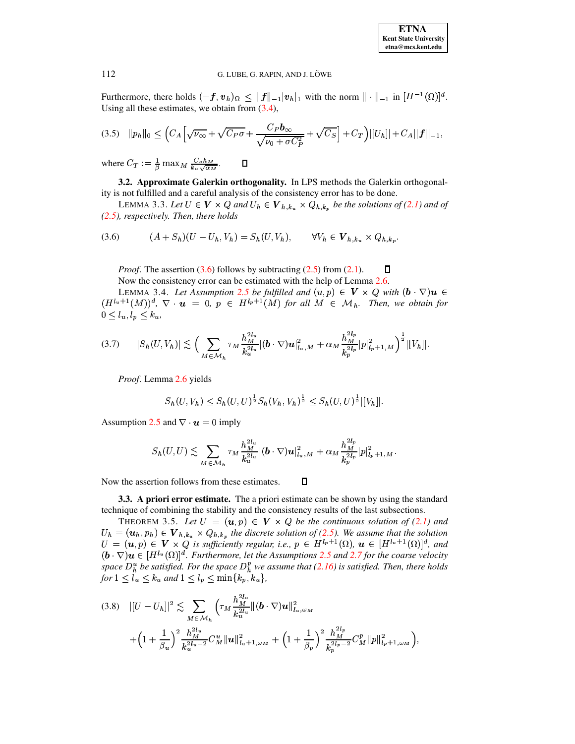Furthermore, there holds $(-\boldsymbol{f}, \boldsymbol{v}_h)_\Omega \leq \|\boldsymbol{f}\|_{-1} |\boldsymbol{v}_h|_1$ with the norm $\|\cdot\|_{-1}$ in $[H^{-1}(\Omega)]^d$. Using all these estimates, we obtain from (3.4),

$$
\|p_h\|_0 \leq \left( C_A \left[ \sqrt{\nu_\infty} + \sqrt{C_P \sigma} + \frac{C_P \boldsymbol{b}_\infty}{\sqrt{\nu_0 + \sigma C_P^2}} + \sqrt{C_S} \right] + C_T \right) |[U_h]| + C_A \|\boldsymbol{f}\|_{-1}, \tag{3.5}
$$

where $C_T := \frac{1}{\beta} \max_M \frac{C_\kappa h_M}{k_u \sqrt{\alpha_M}}$. ∎

**3.2. Approximate Galerkin orthogonality.** In LPS methods the Galerkin orthogonality is not fulfilled and a careful analysis of the consistency error has to be done.

LEMMA 3.3. *Let $U \in \boldsymbol{V} \times Q$ and $U_h \in \boldsymbol{V}_{h,k_u} \times Q_{h,k_p}$ be the solutions of (2.1) and of (2.5), respectively. Then, there holds*

$$
(A + S_h)(U - U_h, V_h) = S_h(U, V_h), \qquad \forall V_h \in \boldsymbol{V}_{h,k_u} \times Q_{h,k_p}. \tag{3.6}
$$

*Proof.* The assertion (3.6) follows by subtracting (2.5) from (2.1). ∎

Now the consistency error can be estimated with the help of Lemma 2.6.

LEMMA 3.4. *Let Assumption 2.5 be fulfilled and $(u,p) \in \boldsymbol{V} \times Q$ with $(\boldsymbol{b} \cdot \nabla)\boldsymbol{u} \in (H^{l_u+1}(M))^d$, $\nabla \cdot \boldsymbol{u} = 0$, $p \in H^{l_p+1}(M)$ for all $M \in \mathcal{M}_h$. Then, we obtain for $0 \leq l_u, l_p \leq k_u$,*

$$
|S_h(U, V_h)| \lesssim \Big( \sum_{M \in \mathcal{M}_h} \tau_M \frac{h_M^{2l_u}}{k_u^{2l_u}} |(\boldsymbol{b} \cdot \nabla)\boldsymbol{u}|^2_{l_u,M} + \alpha_M \frac{h_M^{2l_p}}{k_p^{2l_p}} |p|^2_{l_p+1,M} \Big)^{\frac{1}{2}} |[V_h]|. \tag{3.7}
$$

*Proof.* Lemma 2.6 yields

$$
S_h(U, V_h) \leq S_h(U,U)^{\frac{1}{2}} S_h(V_h, V_h)^{\frac{1}{2}} \leq S_h(U,U)^{\frac{1}{2}} |[V_h]|.
$$

Assumption 2.5 and $\nabla \cdot \boldsymbol{u} = 0$ imply

$$
S_h(U,U) \lesssim \sum_{M \in \mathcal{M}_h} \tau_M \frac{h_M^{2l_u}}{k_u^{2l_u}} |(\boldsymbol{b} \cdot \nabla)\boldsymbol{u}|^2_{l_u,M} + \alpha_M \frac{h_M^{2l_p}}{k_p^{2l_p}} |p|^2_{l_p+1,M}.
$$

Now the assertion follows from these estimates. ∎

**3.3. A priori error estimate.** The a priori estimate can be shown by using the standard technique of combining the stability and the consistency results of the last subsections.

THEOREM 3.5. *Let $U = (\boldsymbol{u}, p) \in \boldsymbol{V} \times Q$ be the continuous solution of (2.1) and $U_h = (\boldsymbol{u}_h, p_h) \in \boldsymbol{V}_{h,k_u} \times Q_{h,k_p}$ the discrete solution of (2.5). We assume that the solution $U = (\boldsymbol{u}, p) \in \boldsymbol{V} \times Q$ is sufficiently regular, i.e., $p \in H^{l_p+1}(\Omega)$, $\boldsymbol{u} \in [H^{l_u+1}(\Omega)]^d$, and $(\boldsymbol{b} \cdot \nabla)\boldsymbol{u} \in [H^{l_u}(\Omega)]^d$. Furthermore, let the Assumptions 2.5 and 2.7 for the coarse velocity space $D_h^u$ be satisfied. For the space $D_h^p$ we assume that (2.16) is satisfied. Then, there holds for $1 \leq l_u \leq k_u$ and $1 \leq l_p \leq \min\{k_p, k_u\}$,*

$$
\begin{aligned}
|[U - U_h]|^2 \lesssim \sum_{M \in \mathcal{M}_h} \Big( & \tau_M \frac{h_M^{2l_u}}{k_u^{2l_u}} \|(\boldsymbol{b} \cdot \nabla)\boldsymbol{u}\|^2_{l_u,\omega_M} \\
& + \Big(1 + \frac{1}{\beta_u}\Big)^2 \frac{h_M^{2l_u}}{k_u^{2l_u-2}} C_M^u \|\boldsymbol{u}\|^2_{l_u+1,\omega_M} + \Big(1 + \frac{1}{\beta_p}\Big)^2 \frac{h_M^{2l_p}}{k_p^{2l_p-2}} C_M^p \|p\|^2_{l_p+1,\omega_M} \Big),
\end{aligned}
\tag{3.8}
$$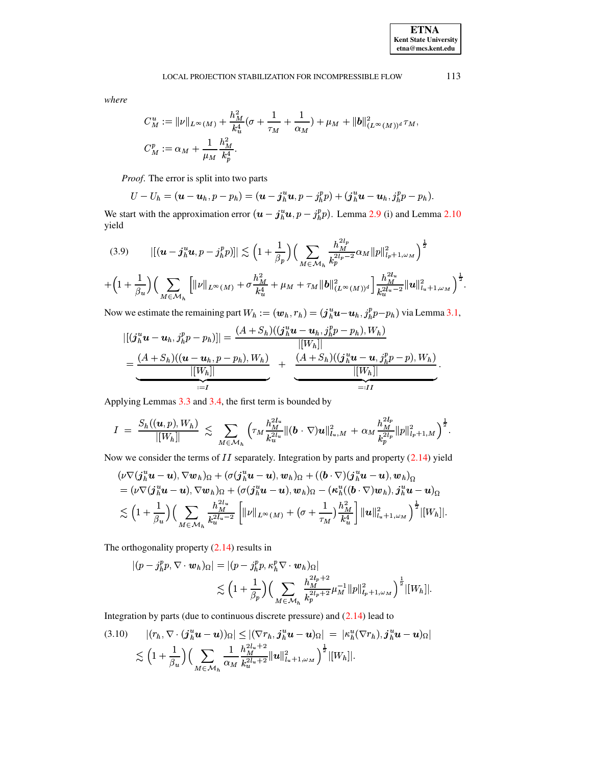*where*

$$C_M^u := \|\nu\|_{L^\infty(M)} + \frac{h_M^2}{k_u^4}(\sigma + \frac{1}{\tau_M} + \frac{1}{\alpha_M}) + \mu_M + \|\boldsymbol{b}\|^2_{(L^\infty(M))^d}\tau_M,$$

$$C_M^p := \alpha_M + \frac{1}{\mu_M}\frac{h_M^2}{k_p^4}.$$

*Proof.* The error is split into two parts

$$U - U_h = (\boldsymbol{u} - \boldsymbol{u}_h, p - p_h) = (\boldsymbol{u} - \boldsymbol{j}_h^u \boldsymbol{u}, p - j_h^p p) + (\boldsymbol{j}_h^u \boldsymbol{u} - \boldsymbol{u}_h, j_h^p p - p_h).$$

We start with the approximation error $(\boldsymbol{u} - \boldsymbol{j}_h^u \boldsymbol{u}, p - j_h^p p)$. Lemma 2.9 (i) and Lemma 2.10 yield

$$(3.9) \qquad |[(\boldsymbol{u} - \boldsymbol{j}_h^u \boldsymbol{u}, p - j_h^p p)]| \lesssim \Big(1 + \frac{1}{\beta_p}\Big)\Big(\sum_{M\in\mathcal{M}_h} \frac{h_M^{2l_p}}{k_p^{2l_p-2}}\alpha_M \|p\|^2_{l_p+1,\omega_M}\Big)^{\frac{1}{2}}$$
$$+\Big(1 + \frac{1}{\beta_u}\Big)\Big(\sum_{M\in\mathcal{M}_h}\Big[\|\nu\|_{L^\infty(M)} + \sigma\frac{h_M^2}{k_u^4} + \mu_M + \tau_M\|\boldsymbol{b}\|^2_{(L^\infty(M))^d}\Big]\frac{h_M^{2l_u}}{k_u^{2l_u-2}}\|\boldsymbol{u}\|^2_{l_u+1,\omega_M}\Big)^{\frac{1}{2}}.$$

Now we estimate the remaining part $W_h := (\boldsymbol{w}_h, r_h) = (\boldsymbol{j}_h^u \boldsymbol{u} - \boldsymbol{u}_h, j_h^p p - p_h)$ via Lemma 3.1,

$$|[(\boldsymbol{j}_h^u \boldsymbol{u} - \boldsymbol{u}_h, j_h^p p - p_h)]| = \frac{(A + S_h)((\boldsymbol{j}_h^u \boldsymbol{u} - \boldsymbol{u}_h, j_h^p p - p_h), W_h)}{|[W_h]|}$$
$$= \underbrace{\frac{(A + S_h)((\boldsymbol{u} - \boldsymbol{u}_h, p - p_h), W_h)}{|[W_h]|}}_{:=I} + \underbrace{\frac{(A + S_h)((\boldsymbol{j}_h^u \boldsymbol{u} - \boldsymbol{u}, j_h^p p - p), W_h)}{|[W_h]|}}_{=:II}.$$

Applying Lemmas 3.3 and 3.4, the first term is bounded by

$$I \;=\; \frac{S_h((\boldsymbol{u}, p), W_h)}{|[W_h]|} \;\lesssim\; \sum_{M\in\mathcal{M}_h}\Big(\tau_M\frac{h_M^{2l_u}}{k_u^{2l_u}}\|(\boldsymbol{b}\cdot\nabla)\boldsymbol{u}\|^2_{l_u,M} \;+\; \alpha_M\frac{h_M^{2l_p}}{k_p^{2l_p}}\|p\|^2_{l_p+1,M}\Big)^{\frac{1}{2}}.$$

Now we consider the terms of $II$ separately. Integration by parts and property (2.14) yield

$$(\nu\nabla(\boldsymbol{j}_h^u \boldsymbol{u} - \boldsymbol{u}), \nabla\boldsymbol{w}_h)_\Omega + (\sigma(\boldsymbol{j}_h^u \boldsymbol{u} - \boldsymbol{u}), \boldsymbol{w}_h)_\Omega + ((\boldsymbol{b}\cdot\nabla)(\boldsymbol{j}_h^u \boldsymbol{u} - \boldsymbol{u}), \boldsymbol{w}_h)_\Omega$$
$$= (\nu\nabla(\boldsymbol{j}_h^u \boldsymbol{u} - \boldsymbol{u}), \nabla\boldsymbol{w}_h)_\Omega + (\sigma(\boldsymbol{j}_h^u \boldsymbol{u} - \boldsymbol{u}), \boldsymbol{w}_h)_\Omega - (\boldsymbol{\kappa}_h^u((\boldsymbol{b}\cdot\nabla)\boldsymbol{w}_h), \boldsymbol{j}_h^u \boldsymbol{u} - \boldsymbol{u})_\Omega$$
$$\lesssim \Big(1 + \frac{1}{\beta_u}\Big)\Big(\sum_{M\in\mathcal{M}_h}\frac{h_M^{2l_u}}{k_u^{2l_u-2}}\Big[\|\nu\|_{L^\infty(M)} + (\sigma + \frac{1}{\tau_M})\frac{h_M^2}{k_u^4}\Big]\|\boldsymbol{u}\|^2_{l_u+1,\omega_M}\Big)^{\frac{1}{2}}|[W_h]|.$$

The orthogonality property (2.14) results in

$$|(p - j_h^p p, \nabla\cdot\boldsymbol{w}_h)_\Omega| = |(p - j_h^p p, \kappa_h^p\nabla\cdot\boldsymbol{w}_h)_\Omega|$$
$$\lesssim \Big(1 + \frac{1}{\beta_p}\Big)\Big(\sum_{M\in\mathcal{M}_h}\frac{h_M^{2l_p+2}}{k_p^{2l_p+2}}\mu_M^{-1}\|p\|^2_{l_p+1,\omega_M}\Big)^{\frac{1}{2}}|[W_h]|.$$

Integration by parts (due to continuous discrete pressure) and (2.14) lead to

$$(3.10) \qquad |(r_h, \nabla\cdot(\boldsymbol{j}_h^u \boldsymbol{u} - \boldsymbol{u}))_\Omega| \le |(\nabla r_h, \boldsymbol{j}_h^u \boldsymbol{u} - \boldsymbol{u})_\Omega| \;=\; |\kappa_h^u(\nabla r_h), \boldsymbol{j}_h^u \boldsymbol{u} - \boldsymbol{u})_\Omega|$$
$$\lesssim \Big(1 + \frac{1}{\beta_u}\Big)\Big(\sum_{M\in\mathcal{M}_h}\frac{1}{\alpha_M}\frac{h_M^{2l_u+2}}{k_u^{2l_u+2}}\|\boldsymbol{u}\|^2_{l_u+1,\omega_M}\Big)^{\frac{1}{2}}|[W_h]|.$$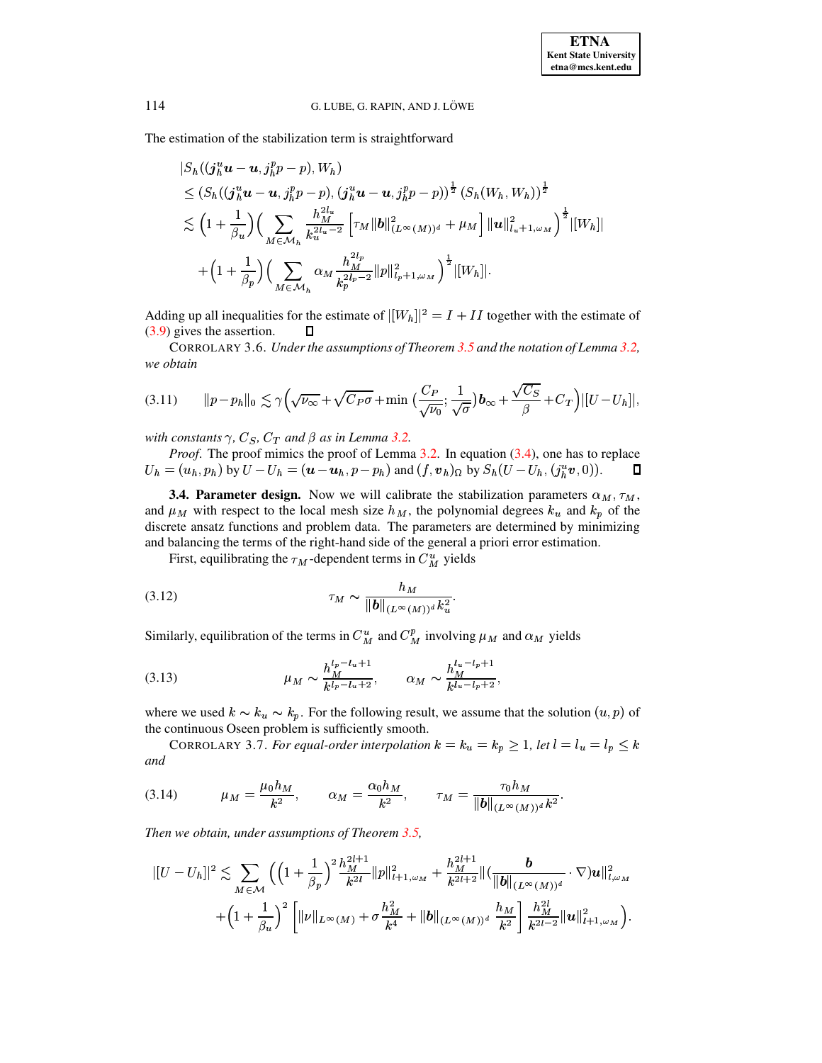The estimation of the stabilization term is straightforward

$$
\begin{aligned}
&|S_h((\boldsymbol{j}_h^u \boldsymbol{u} - \boldsymbol{u}, j_h^p p - p), W_h)| \\
&\leq \left(S_h((\boldsymbol{j}_h^u \boldsymbol{u} - \boldsymbol{u}, j_h^p p - p), (\boldsymbol{j}_h^u \boldsymbol{u} - \boldsymbol{u}, j_h^p p - p))\right)^{\frac{1}{2}} \left(S_h(W_h, W_h)\right)^{\frac{1}{2}} \\
&\lesssim \Big(1 + \frac{1}{\beta_u}\Big)\Big(\sum_{M \in \mathcal{M}_h} \frac{h_M^{2l_u}}{k_u^{2l_u - 2}} \left[\tau_M \|\boldsymbol{b}\|^2_{(L^\infty(M))^d} + \mu_M\right] \|\boldsymbol{u}\|^2_{l_u+1,\omega_M}\Big)^{\frac{1}{2}} |[W_h]| \\
&\quad + \Big(1 + \frac{1}{\beta_p}\Big)\Big(\sum_{M \in \mathcal{M}_h} \alpha_M \frac{h_M^{2l_p}}{k_p^{2l_p - 2}} \|p\|^2_{l_p+1,\omega_M}\Big)^{\frac{1}{2}} |[W_h]|.
\end{aligned}
$$

Adding up all inequalities for the estimate of $|[W_h]|^2 = I + II$ together with the estimate of (3.9) gives the assertion. □

COROLLARY 3.6. *Under the assumptions of Theorem 3.5 and the notation of Lemma 3.2, we obtain*

$$
\|p - p_h\|_0 \lesssim \gamma\Big(\sqrt{\nu_\infty} + \sqrt{C_P \sigma} + \min\Big(\frac{C_P}{\sqrt{\nu_0}}; \frac{1}{\sqrt{\sigma}}\Big)\boldsymbol{b}_\infty + \frac{\sqrt{C_S}}{\beta} + C_T\Big)|[U - U_h]|, \tag{3.11}
$$

*with constants $\gamma$, $C_S$, $C_T$ and $\beta$ as in Lemma 3.2.*

*Proof.* The proof mimics the proof of Lemma 3.2. In equation (3.4), one has to replace $U_h = (u_h, p_h)$ by $U - U_h = (\boldsymbol{u} - \boldsymbol{u}_h, p - p_h)$ and $(f, \boldsymbol{v}_h)_\Omega$ by $S_h(U - U_h, (j_h^u \boldsymbol{v}, 0))$. □

**3.4. Parameter design.** Now we will calibrate the stabilization parameters $\alpha_M, \tau_M$, and $\mu_M$ with respect to the local mesh size $h_M$, the polynomial degrees $k_u$ and $k_p$ of the discrete ansatz functions and problem data. The parameters are determined by minimizing and balancing the terms of the right-hand side of the general a priori error estimation.

First, equilibrating the $\tau_M$-dependent terms in $C_M^u$ yields

$$
\tau_M \sim \frac{h_M}{\|\boldsymbol{b}\|_{(L^\infty(M))^d} k_u^2}. \tag{3.12}
$$

Similarly, equilibration of the terms in $C_M^u$ and $C_M^p$ involving $\mu_M$ and $\alpha_M$ yields

$$
\mu_M \sim \frac{h_M^{l_p - l_u + 1}}{k^{l_p - l_u + 2}}, \qquad \alpha_M \sim \frac{h_M^{l_u - l_p + 1}}{k^{l_u - l_p + 2}}, \tag{3.13}
$$

where we used $k \sim k_u \sim k_p$. For the following result, we assume that the solution $(u, p)$ of the continuous Oseen problem is sufficiently smooth.

COROLLARY 3.7. *For equal-order interpolation $k = k_u = k_p \geq 1$, let $l = l_u = l_p \leq k$ and*

$$
\mu_M = \frac{\mu_0 h_M}{k^2}, \qquad \alpha_M = \frac{\alpha_0 h_M}{k^2}, \qquad \tau_M = \frac{\tau_0 h_M}{\|\boldsymbol{b}\|_{(L^\infty(M))^d} k^2}. \tag{3.14}
$$

*Then we obtain, under assumptions of Theorem 3.5,*

$$
\begin{aligned}
|[U - U_h]|^2 \lesssim \sum_{M \in \mathcal{M}} \Bigg(&\Big(1 + \frac{1}{\beta_p}\Big)^2 \frac{h_M^{2l+1}}{k^{2l}} \|p\|^2_{l+1,\omega_M} + \frac{h_M^{2l+1}}{k^{2l+2}} \Big\|\Big(\frac{\boldsymbol{b}}{\|\boldsymbol{b}\|_{(L^\infty(M))^d}} \cdot \nabla\Big)\boldsymbol{u}\Big\|^2_{l,\omega_M} \\
&+ \Big(1 + \frac{1}{\beta_u}\Big)^2 \left[\|\nu\|_{L^\infty(M)} + \sigma \frac{h_M^2}{k^4} + \|\boldsymbol{b}\|_{(L^\infty(M))^d} \frac{h_M}{k^2}\right] \frac{h_M^{2l}}{k^{2l-2}} \|\boldsymbol{u}\|^2_{l+1,\omega_M}\Bigg).
\end{aligned}
$$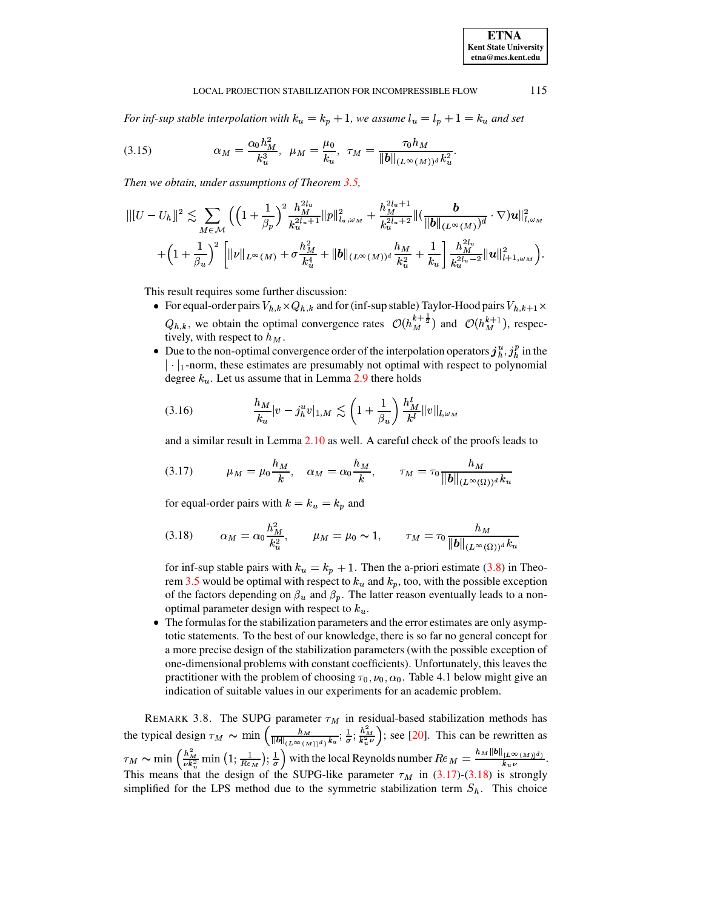*For inf-sup stable interpolation with $k_u = k_p + 1$, we assume $l_u = l_p + 1 = k_u$ and set*

$$\alpha_M = \frac{\alpha_0 h_M^2}{k_u^3}, \quad \mu_M = \frac{\mu_0}{k_u}, \quad \tau_M = \frac{\tau_0 h_M}{\|\boldsymbol{b}\|_{(L^\infty(M))^d} k_u^2}. \tag{3.15}$$

*Then we obtain, under assumptions of Theorem 3.5,*

$$\begin{aligned}
|||[U - U_h]|||^2 \lesssim \sum_{M \in \mathcal{M}} \Bigg( &\left(1 + \frac{1}{\beta_p}\right)^2 \frac{h_M^{2l_u}}{k_u^{2l_u+1}} \|p\|_{l_u,\omega_M}^2 + \frac{h_M^{2l_u+1}}{k_u^{2l_u+2}} \|(\frac{\boldsymbol{b}}{\|\boldsymbol{b}\|_{(L^\infty(M))^d}} \cdot \nabla)\boldsymbol{u}\|_{l,\omega_M}^2 \\
&+ \left(1 + \frac{1}{\beta_u}\right)^2 \left[ \|\nu\|_{L^\infty(M)} + \sigma \frac{h_M^2}{k_u^4} + \|\boldsymbol{b}\|_{(L^\infty(M))^d} \frac{h_M}{k_u^2} + \frac{1}{k_u} \right] \frac{h_M^{2l_u}}{k_u^{2l_u-2}} \|\boldsymbol{u}\|_{l+1,\omega_M}^2 \Bigg).
\end{aligned}$$

This result requires some further discussion:

- For equal-order pairs $V_{h,k} \times Q_{h,k}$ and for (inf-sup stable) Taylor-Hood pairs $V_{h,k+1} \times Q_{h,k}$, we obtain the optimal convergence rates $\mathcal{O}(h_M^{k+\frac{1}{2}})$ and $\mathcal{O}(h_M^{k+1})$, respectively, with respect to $h_M$.
- Due to the non-optimal convergence order of the interpolation operators $\boldsymbol{j}_h^u, j_h^p$ in the $|\cdot|_1$-norm, these estimates are presumably not optimal with respect to polynomial degree $k_u$. Let us assume that in Lemma 2.9 there holds

  $$\frac{h_M}{k_u} |v - j_h^u v|_{1,M} \lesssim \left(1 + \frac{1}{\beta_u}\right) \frac{h_M^l}{k^l} \|v\|_{l,\omega_M} \tag{3.16}$$

  and a similar result in Lemma 2.10 as well. A careful check of the proofs leads to

  $$\mu_M = \mu_0 \frac{h_M}{k}, \quad \alpha_M = \alpha_0 \frac{h_M}{k}, \qquad \tau_M = \tau_0 \frac{h_M}{\|\boldsymbol{b}\|_{(L^\infty(\Omega))^d} k_u} \tag{3.17}$$

  for equal-order pairs with $k = k_u = k_p$ and

  $$\alpha_M = \alpha_0 \frac{h_M^2}{k_u^2}, \qquad \mu_M = \mu_0 \sim 1, \qquad \tau_M = \tau_0 \frac{h_M}{\|\boldsymbol{b}\|_{(L^\infty(\Omega))^d} k_u} \tag{3.18}$$

  for inf-sup stable pairs with $k_u = k_p + 1$. Then the a-priori estimate (3.8) in Theorem 3.5 would be optimal with respect to $k_u$ and $k_p$, too, with the possible exception of the factors depending on $\beta_u$ and $\beta_p$. The latter reason eventually leads to a non-optimal parameter design with respect to $k_u$.
- The formulas for the stabilization parameters and the error estimates are only asymptotic statements. To the best of our knowledge, there is so far no general concept for a more precise design of the stabilization parameters (with the possible exception of one-dimensional problems with constant coefficients). Unfortunately, this leaves the practitioner with the problem of choosing $\tau_0, \nu_0, \alpha_0$. Table 4.1 below might give an indication of suitable values in our experiments for an academic problem.

REMARK 3.8. The SUPG parameter $\tau_M$ in residual-based stabilization methods has the typical design $\tau_M \sim \min\left(\frac{h_M}{\|\boldsymbol{b}\|_{(L^\infty(M))^d} k_u}; \frac{1}{\sigma}; \frac{h_M^2}{k_u^2 \nu}\right)$; see [20]. This can be rewritten as $\tau_M \sim \min\left(\frac{h_M^2}{\nu k_u^2} \min\left(1; \frac{1}{Re_M}\right); \frac{1}{\sigma}\right)$ with the local Reynolds number $Re_M = \frac{h_M \|\boldsymbol{b}\|_{[L^\infty(M)]^d)}}{k_u \nu}$. This means that the design of the SUPG-like parameter $\tau_M$ in (3.17)-(3.18) is strongly simplified for the LPS method due to the symmetric stabilization term $S_h$. This choice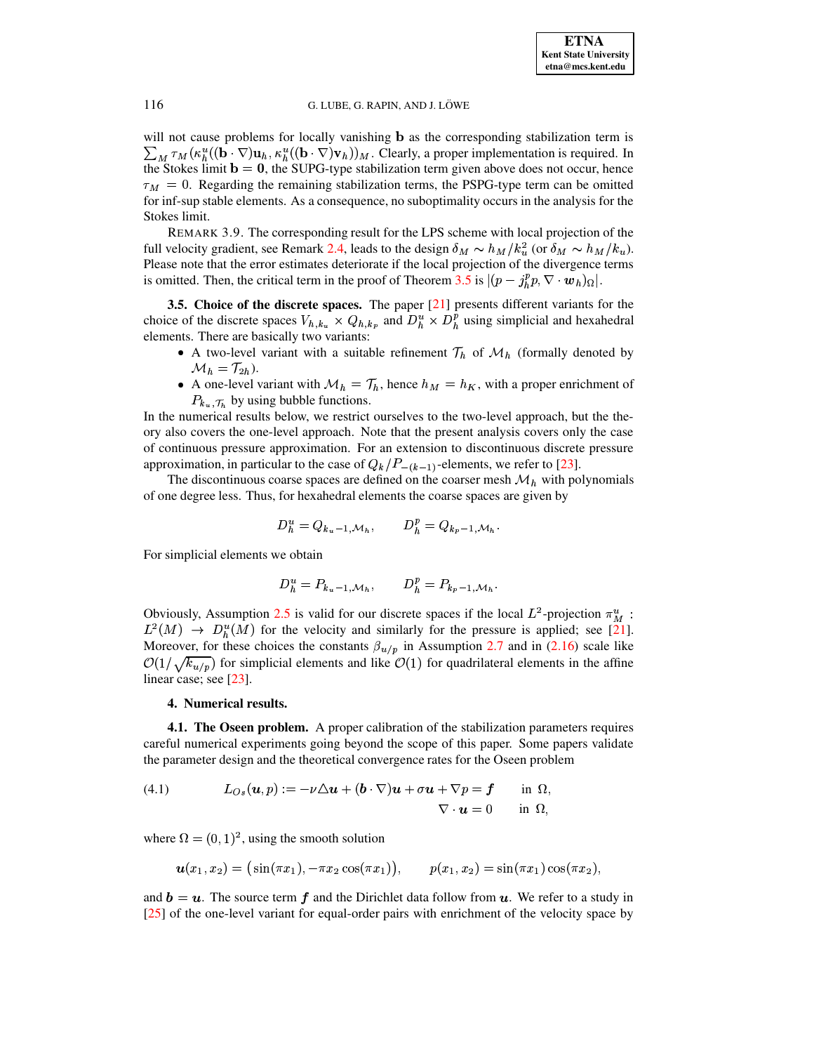will not cause problems for locally vanishing $\mathbf{b}$ as the corresponding stabilization term is $\sum_M \tau_M(\kappa_h^u((\mathbf{b}\cdot\nabla)\mathbf{u}_h, \kappa_h^u((\mathbf{b}\cdot\nabla)\mathbf{v}_h))_M$. Clearly, a proper implementation is required. In the Stokes limit $\mathbf{b}=\mathbf{0}$, the SUPG-type stabilization term given above does not occur, hence $\tau_M = 0$. Regarding the remaining stabilization terms, the PSPG-type term can be omitted for inf-sup stable elements. As a consequence, no suboptimality occurs in the analysis for the Stokes limit.

REMARK 3.9. The corresponding result for the LPS scheme with local projection of the full velocity gradient, see Remark 2.4, leads to the design $\delta_M \sim h_M/k_u^2$ (or $\delta_M \sim h_M/k_u$). Please note that the error estimates deteriorate if the local projection of the divergence terms is omitted. Then, the critical term in the proof of Theorem 3.5 is $|(p - j_h^p p, \nabla\cdot \boldsymbol{w}_h)_\Omega|$.

**3.5. Choice of the discrete spaces.** The paper [21] presents different variants for the choice of the discrete spaces $V_{h,k_u}\times Q_{h,k_p}$ and $D_h^u \times D_h^p$ using simplicial and hexahedral elements. There are basically two variants:

- A two-level variant with a suitable refinement $\mathcal{T}_h$ of $\mathcal{M}_h$ (formally denoted by $\mathcal{M}_h = \mathcal{T}_{2h}$).
- A one-level variant with $\mathcal{M}_h = \mathcal{T}_h$, hence $h_M = h_K$, with a proper enrichment of $P_{k_u,\mathcal{T}_h}$ by using bubble functions.

In the numerical results below, we restrict ourselves to the two-level approach, but the theory also covers the one-level approach. Note that the present analysis covers only the case of continuous pressure approximation. For an extension to discontinuous discrete pressure approximation, in particular to the case of $Q_k/P_{-(k-1)}$-elements, we refer to [23].

The discontinuous coarse spaces are defined on the coarser mesh $\mathcal{M}_h$ with polynomials of one degree less. Thus, for hexahedral elements the coarse spaces are given by

$$D_h^u = Q_{k_u-1,\mathcal{M}_h}, \qquad D_h^p = Q_{k_p-1,\mathcal{M}_h}.$$

For simplicial elements we obtain

$$D_h^u = P_{k_u-1,\mathcal{M}_h}, \qquad D_h^p = P_{k_p-1,\mathcal{M}_h}.$$

Obviously, Assumption 2.5 is valid for our discrete spaces if the local $L^2$-projection $\pi_M^u$ : $L^2(M) \to D_h^u(M)$ for the velocity and similarly for the pressure is applied; see [21]. Moreover, for these choices the constants $\beta_{u/p}$ in Assumption 2.7 and in (2.16) scale like $\mathcal{O}(1/\sqrt{k_{u/p}})$ for simplicial elements and like $\mathcal{O}(1)$ for quadrilateral elements in the affine linear case; see [23].

## 4. Numerical results.

**4.1. The Oseen problem.** A proper calibration of the stabilization parameters requires careful numerical experiments going beyond the scope of this paper. Some papers validate the parameter design and the theoretical convergence rates for the Oseen problem

$$L_{Os}(\boldsymbol{u},p) := -\nu\triangle\boldsymbol{u} + (\boldsymbol{b}\cdot\nabla)\boldsymbol{u} + \sigma\boldsymbol{u} + \nabla p = \boldsymbol{f} \quad \text{in } \Omega, \qquad \nabla\cdot\boldsymbol{u} = 0 \quad \text{in } \Omega, \tag{4.1}$$

where $\Omega = (0,1)^2$, using the smooth solution

$$\boldsymbol{u}(x_1,x_2) = \big(\sin(\pi x_1), -\pi x_2\cos(\pi x_1)\big), \qquad p(x_1,x_2) = \sin(\pi x_1)\cos(\pi x_2),$$

and $\boldsymbol{b} = \boldsymbol{u}$. The source term $\boldsymbol{f}$ and the Dirichlet data follow from $\boldsymbol{u}$. We refer to a study in [25] of the one-level variant for equal-order pairs with enrichment of the velocity space by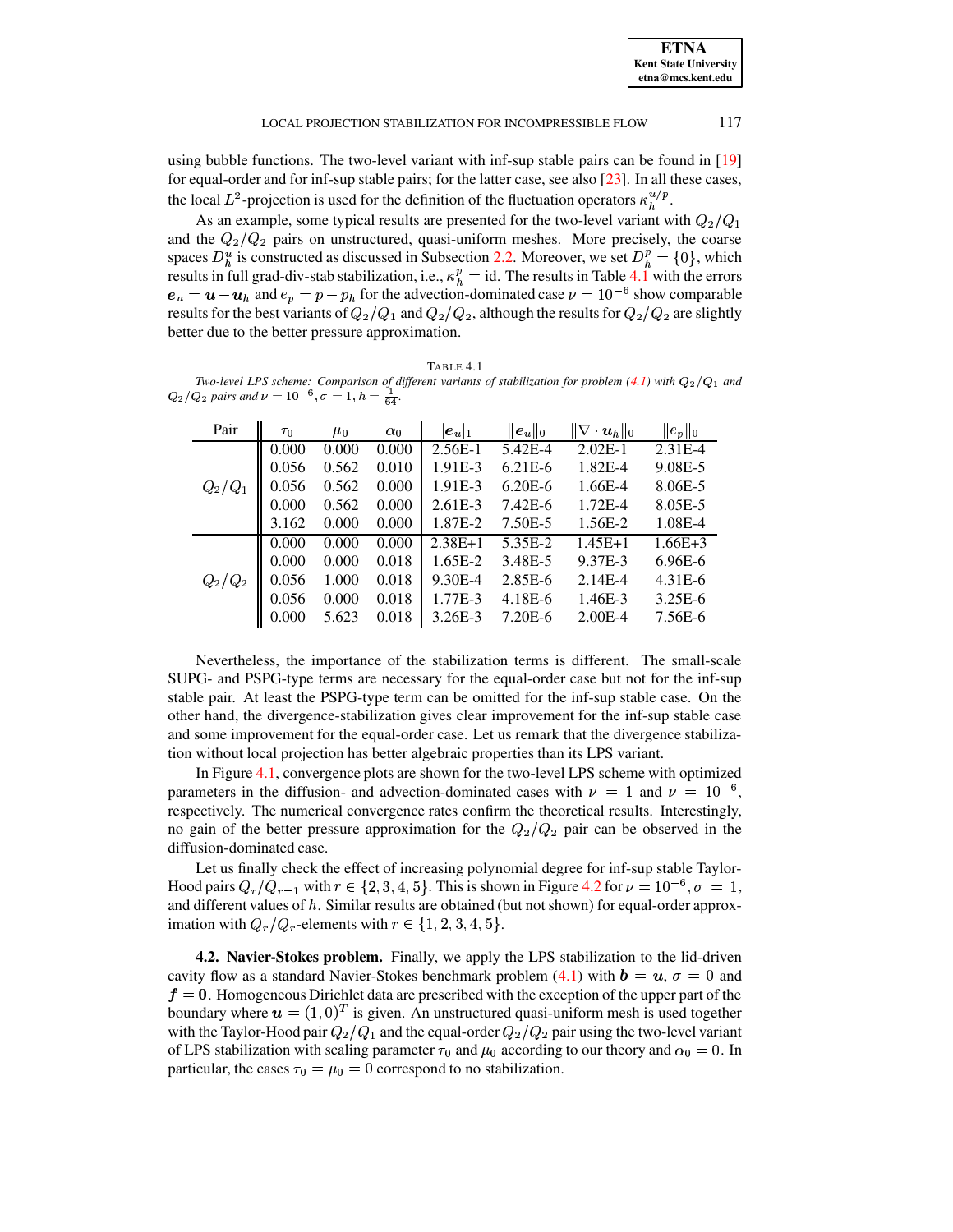using bubble functions. The two-level variant with inf-sup stable pairs can be found in [19] for equal-order and for inf-sup stable pairs; for the latter case, see also [23]. In all these cases, the local $L^2$-projection is used for the definition of the fluctuation operators $\kappa_h^{u/p}$.

As an example, some typical results are presented for the two-level variant with $Q_2/Q_1$ and the $Q_2/Q_2$ pairs on unstructured, quasi-uniform meshes. More precisely, the coarse spaces $D_h^u$ is constructed as discussed in Subsection 2.2. Moreover, we set $D_h^p = \{0\}$, which results in full grad-div-stab stabilization, i.e., $\kappa_h^p = \mathrm{id}$. The results in Table 4.1 with the errors $\boldsymbol{e}_u = \boldsymbol{u} - \boldsymbol{u}_h$ and $e_p = p - p_h$ for the advection-dominated case $\nu = 10^{-6}$ show comparable results for the best variants of $Q_2/Q_1$ and $Q_2/Q_2$, although the results for $Q_2/Q_2$ are slightly better due to the better pressure approximation.

TABLE 4.1

*Two-level LPS scheme: Comparison of different variants of stabilization for problem (4.1) with $Q_2/Q_1$ and $Q_2/Q_2$ pairs and $\nu = 10^{-6}, \sigma = 1, h = \frac{1}{64}$.*

| Pair | $\tau_0$ | $\mu_0$ | $\alpha_0$ | $\lvert\boldsymbol{e}_u\rvert_1$ | $\lVert\boldsymbol{e}_u\rVert_0$ | $\lVert\nabla\cdot\boldsymbol{u}_h\rVert_0$ | $\lVert e_p\rVert_0$ |
|---|---|---|---|---|---|---|---|
| $Q_2/Q_1$ | 0.000 | 0.000 | 0.000 | 2.56E-1 | 5.42E-4 | 2.02E-1 | 2.31E-4 |
| | 0.056 | 0.562 | 0.010 | 1.91E-3 | 6.21E-6 | 1.82E-4 | 9.08E-5 |
| | 0.056 | 0.562 | 0.000 | 1.91E-3 | 6.20E-6 | 1.66E-4 | 8.06E-5 |
| | 0.000 | 0.562 | 0.000 | 2.61E-3 | 7.42E-6 | 1.72E-4 | 8.05E-5 |
| | 3.162 | 0.000 | 0.000 | 1.87E-2 | 7.50E-5 | 1.56E-2 | 1.08E-4 |
| $Q_2/Q_2$ | 0.000 | 0.000 | 0.000 | 2.38E+1 | 5.35E-2 | 1.45E+1 | 1.66E+3 |
| | 0.000 | 0.000 | 0.018 | 1.65E-2 | 3.48E-5 | 9.37E-3 | 6.96E-6 |
| | 0.056 | 1.000 | 0.018 | 9.30E-4 | 2.85E-6 | 2.14E-4 | 4.31E-6 |
| | 0.056 | 0.000 | 0.018 | 1.77E-3 | 4.18E-6 | 1.46E-3 | 3.25E-6 |
| | 0.000 | 5.623 | 0.018 | 3.26E-3 | 7.20E-6 | 2.00E-4 | 7.56E-6 |

Nevertheless, the importance of the stabilization terms is different. The small-scale SUPG- and PSPG-type terms are necessary for the equal-order case but not for the inf-sup stable pair. At least the PSPG-type term can be omitted for the inf-sup stable case. On the other hand, the divergence-stabilization gives clear improvement for the inf-sup stable case and some improvement for the equal-order case. Let us remark that the divergence stabilization without local projection has better algebraic properties than its LPS variant.

In Figure 4.1, convergence plots are shown for the two-level LPS scheme with optimized parameters in the diffusion- and advection-dominated cases with $\nu = 1$ and $\nu = 10^{-6}$, respectively. The numerical convergence rates confirm the theoretical results. Interestingly, no gain of the better pressure approximation for the $Q_2/Q_2$ pair can be observed in the diffusion-dominated case.

Let us finally check the effect of increasing polynomial degree for inf-sup stable Taylor-Hood pairs $Q_r/Q_{r-1}$ with $r \in \{2, 3, 4, 5\}$. This is shown in Figure 4.2 for $\nu = 10^{-6}, \sigma = 1$, and different values of $h$. Similar results are obtained (but not shown) for equal-order approximation with $Q_r/Q_r$-elements with $r \in \{1, 2, 3, 4, 5\}$.

**4.2. Navier-Stokes problem.** Finally, we apply the LPS stabilization to the lid-driven cavity flow as a standard Navier-Stokes benchmark problem (4.1) with $\boldsymbol{b} = \boldsymbol{u}$, $\sigma = 0$ and $\boldsymbol{f} = \boldsymbol{0}$. Homogeneous Dirichlet data are prescribed with the exception of the upper part of the boundary where $\boldsymbol{u} = (1, 0)^T$ is given. An unstructured quasi-uniform mesh is used together with the Taylor-Hood pair $Q_2/Q_1$ and the equal-order $Q_2/Q_2$ pair using the two-level variant of LPS stabilization with scaling parameter $\tau_0$ and $\mu_0$ according to our theory and $\alpha_0 = 0$. In particular, the cases $\tau_0 = \mu_0 = 0$ correspond to no stabilization.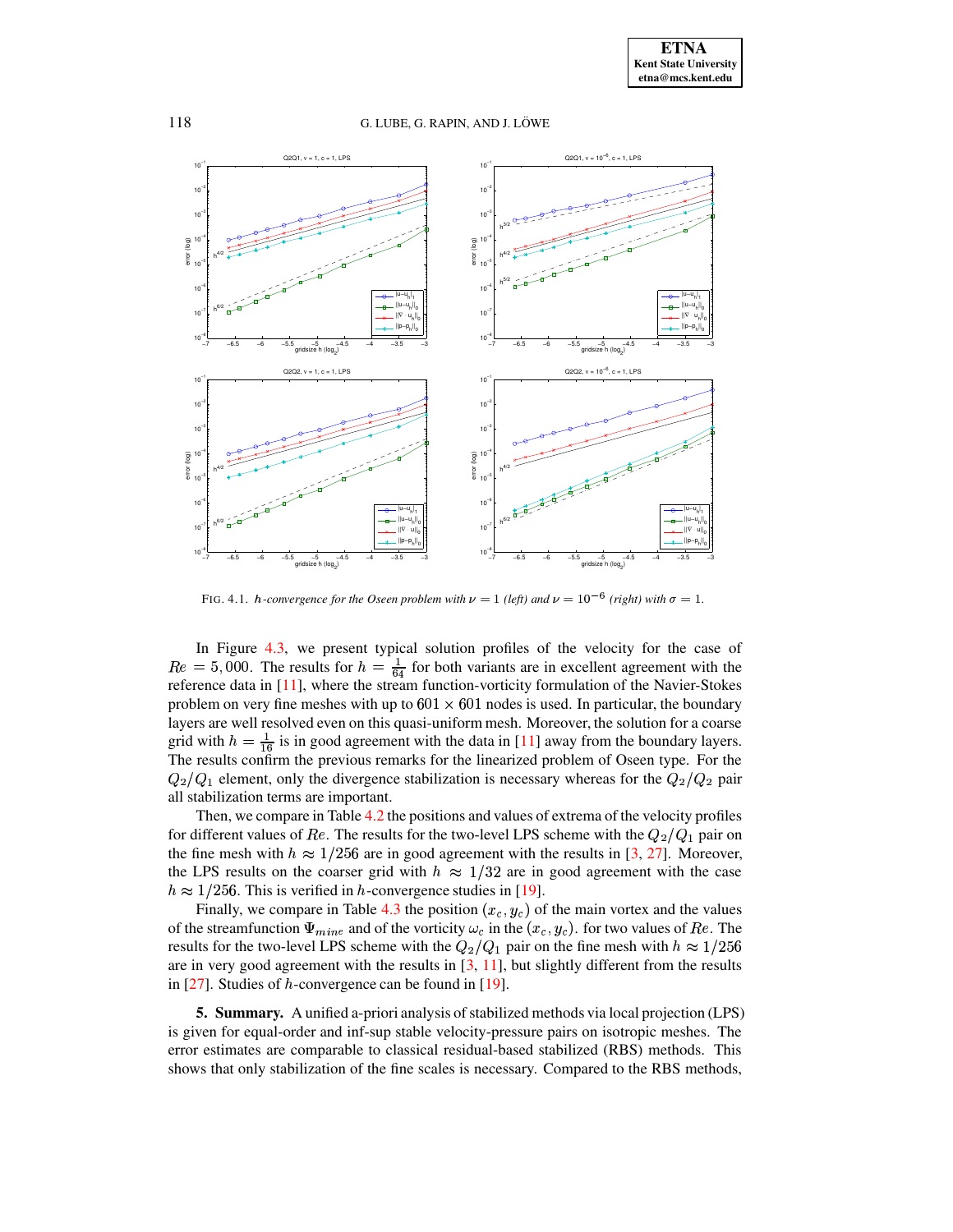FIG. 4.1. *$h$-convergence for the Oseen problem with $\nu = 1$ (left) and $\nu = 10^{-6}$ (right) with $\sigma = 1$.*

In Figure 4.3, we present typical solution profiles of the velocity for the case of $Re = 5{,}000$. The results for $h = \frac{1}{64}$ for both variants are in excellent agreement with the reference data in [11], where the stream function-vorticity formulation of the Navier-Stokes problem on very fine meshes with up to $601 \times 601$ nodes is used. In particular, the boundary layers are well resolved even on this quasi-uniform mesh. Moreover, the solution for a coarse grid with $h = \frac{1}{16}$ is in good agreement with the data in [11] away from the boundary layers. The results confirm the previous remarks for the linearized problem of Oseen type. For the $Q_2/Q_1$ element, only the divergence stabilization is necessary whereas for the $Q_2/Q_2$ pair all stabilization terms are important.

Then, we compare in Table 4.2 the positions and values of extrema of the velocity profiles for different values of $Re$. The results for the two-level LPS scheme with the $Q_2/Q_1$ pair on the fine mesh with $h \approx 1/256$ are in good agreement with the results in [3, 27]. Moreover, the LPS results on the coarser grid with $h \approx 1/32$ are in good agreement with the case $h \approx 1/256$. This is verified in $h$-convergence studies in [19].

Finally, we compare in Table 4.3 the position $(x_c, y_c)$ of the main vortex and the values of the streamfunction $\Psi_{mine}$ and of the vorticity $\omega_c$ in the $(x_c, y_c)$. for two values of $Re$. The results for the two-level LPS scheme with the $Q_2/Q_1$ pair on the fine mesh with $h \approx 1/256$ are in very good agreement with the results in [3, 11], but slightly different from the results in [27]. Studies of $h$-convergence can be found in [19].

**5. Summary.** A unified a-priori analysis of stabilized methods via local projection (LPS) is given for equal-order and inf-sup stable velocity-pressure pairs on isotropic meshes. The error estimates are comparable to classical residual-based stabilized (RBS) methods. This shows that only stabilization of the fine scales is necessary. Compared to the RBS methods,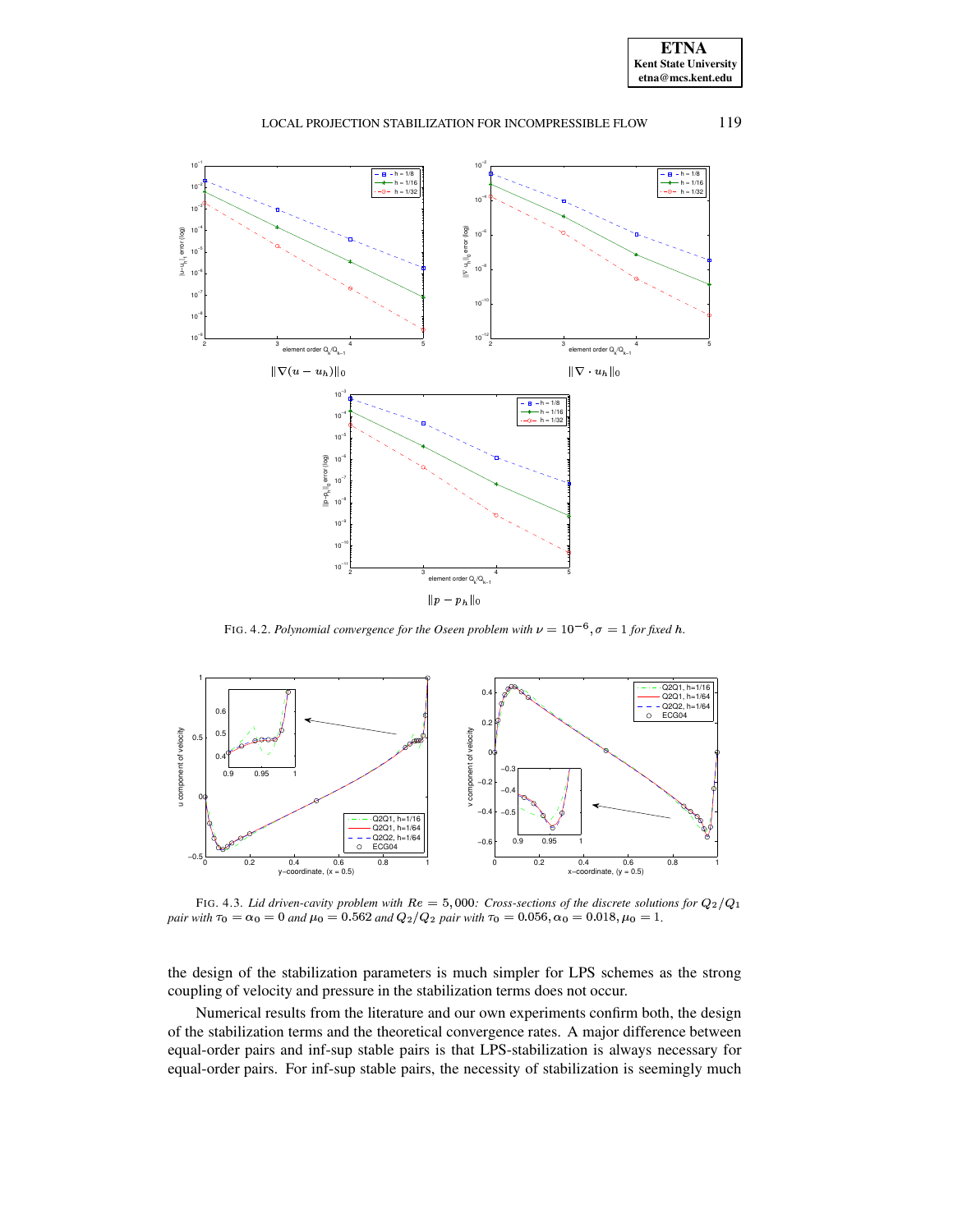$\|\nabla(u-u_h)\|_0$

$\|\nabla\cdot u_h\|_0$

$\|p-p_h\|_0$

FIG. 4.2. *Polynomial convergence for the Oseen problem with $\nu = 10^{-6}, \sigma = 1$ for fixed $h$.*

FIG. 4.3. *Lid driven-cavity problem with $Re = 5,000$: Cross-sections of the discrete solutions for $Q_2/Q_1$ pair with $\tau_0 = \alpha_0 = 0$ and $\mu_0 = 0.562$ and $Q_2/Q_2$ pair with $\tau_0 = 0.056, \alpha_0 = 0.018, \mu_0 = 1$.*

the design of the stabilization parameters is much simpler for LPS schemes as the strong coupling of velocity and pressure in the stabilization terms does not occur.

Numerical results from the literature and our own experiments confirm both, the design of the stabilization terms and the theoretical convergence rates. A major difference between equal-order pairs and inf-sup stable pairs is that LPS-stabilization is always necessary for equal-order pairs. For inf-sup stable pairs, the necessity of stabilization is seemingly much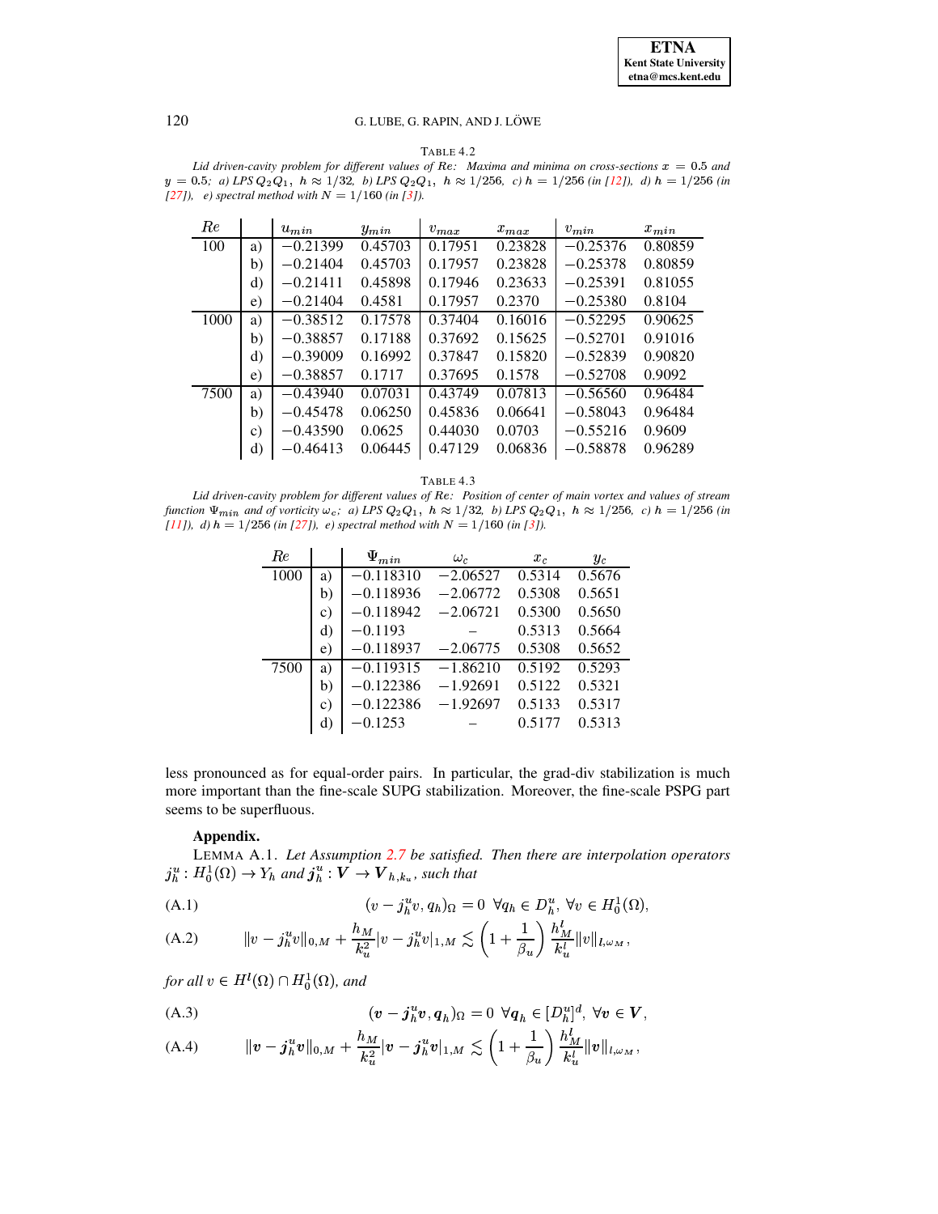TABLE 4.2

*Lid driven-cavity problem for different values of Re: Maxima and minima on cross-sections $x = 0.5$ and $y = 0.5$; a) LPS $Q_2Q_1$, $h \approx 1/32$, b) LPS $Q_2Q_1$, $h \approx 1/256$, c) $h = 1/256$ (in [12]), d) $h = 1/256$ (in [27]), e) spectral method with $N = 1/160$ (in [3]).*

| $Re$ | | $u_{min}$ | $y_{min}$ | $v_{max}$ | $x_{max}$ | $v_{min}$ | $x_{min}$ |
|---|---|---|---|---|---|---|---|
| 100 | a) | $-0.21399$ | 0.45703 | 0.17951 | 0.23828 | $-0.25376$ | 0.80859 |
| | b) | $-0.21404$ | 0.45703 | 0.17957 | 0.23828 | $-0.25378$ | 0.80859 |
| | d) | $-0.21411$ | 0.45898 | 0.17946 | 0.23633 | $-0.25391$ | 0.81055 |
| | e) | $-0.21404$ | 0.4581 | 0.17957 | 0.2370 | $-0.25380$ | 0.8104 |
| 1000 | a) | $-0.38512$ | 0.17578 | 0.37404 | 0.16016 | $-0.52295$ | 0.90625 |
| | b) | $-0.38857$ | 0.17188 | 0.37692 | 0.15625 | $-0.52701$ | 0.91016 |
| | d) | $-0.39009$ | 0.16992 | 0.37847 | 0.15820 | $-0.52839$ | 0.90820 |
| | e) | $-0.38857$ | 0.1717 | 0.37695 | 0.1578 | $-0.52708$ | 0.9092 |
| 7500 | a) | $-0.43940$ | 0.07031 | 0.43749 | 0.07813 | $-0.56560$ | 0.96484 |
| | b) | $-0.45478$ | 0.06250 | 0.45836 | 0.06641 | $-0.58043$ | 0.96484 |
| | c) | $-0.43590$ | 0.0625 | 0.44030 | 0.0703 | $-0.55216$ | 0.9609 |
| | d) | $-0.46413$ | 0.06445 | 0.47129 | 0.06836 | $-0.58878$ | 0.96289 |

TABLE 4.3

*Lid driven-cavity problem for different values of Re: Position of center of main vortex and values of stream function $\Psi_{min}$ and of vorticity $\omega_c$; a) LPS $Q_2Q_1$, $h \approx 1/32$, b) LPS $Q_2Q_1$, $h \approx 1/256$, c) $h = 1/256$ (in [11]), d) $h = 1/256$ (in [27]), e) spectral method with $N = 1/160$ (in [3]).*

| $Re$ | | $\Psi_{min}$ | $\omega_c$ | $x_c$ | $y_c$ |
|---|---|---|---|---|---|
| 1000 | a) | $-0.118310$ | $-2.06527$ | 0.5314 | 0.5676 |
| | b) | $-0.118936$ | $-2.06772$ | 0.5308 | 0.5651 |
| | c) | $-0.118942$ | $-2.06721$ | 0.5300 | 0.5650 |
| | d) | $-0.1193$ | – | 0.5313 | 0.5664 |
| | e) | $-0.118937$ | $-2.06775$ | 0.5308 | 0.5652 |
| 7500 | a) | $-0.119315$ | $-1.86210$ | 0.5192 | 0.5293 |
| | b) | $-0.122386$ | $-1.92691$ | 0.5122 | 0.5321 |
| | c) | $-0.122386$ | $-1.92697$ | 0.5133 | 0.5317 |
| | d) | $-0.1253$ | – | 0.5177 | 0.5313 |

less pronounced as for equal-order pairs. In particular, the grad-div stabilization is much more important than the fine-scale SUPG stabilization. Moreover, the fine-scale PSPG part seems to be superfluous.

**Appendix.**

LEMMA A.1. *Let Assumption 2.7 be satisfied. Then there are interpolation operators $j_h^u : H_0^1(\Omega) \to Y_h$ and $\boldsymbol{j}_h^u : \boldsymbol{V} \to \boldsymbol{V}_{h,k_u}$, such that*

$$(v - j_h^u v, q_h)_\Omega = 0 \ \ \forall q_h \in D_h^u, \ \forall v \in H_0^1(\Omega), \tag{A.1}$$

$$\|v - j_h^u v\|_{0,M} + \frac{h_M}{k_u^2}|v - j_h^u v|_{1,M} \lesssim \left(1 + \frac{1}{\beta_u}\right)\frac{h_M^l}{k_u^l}\|v\|_{l,\omega_M}, \tag{A.2}$$

*for all $v \in H^l(\Omega) \cap H_0^1(\Omega)$, and*

$$(\boldsymbol{v} - \boldsymbol{j}_h^u \boldsymbol{v}, \boldsymbol{q}_h)_\Omega = 0 \ \ \forall \boldsymbol{q}_h \in [D_h^u]^d, \ \forall \boldsymbol{v} \in \boldsymbol{V}, \tag{A.3}$$

$$\|\boldsymbol{v} - \boldsymbol{j}_h^u \boldsymbol{v}\|_{0,M} + \frac{h_M}{k_u^2}|\boldsymbol{v} - \boldsymbol{j}_h^u \boldsymbol{v}|_{1,M} \lesssim \left(1 + \frac{1}{\beta_u}\right)\frac{h_M^l}{k_u^l}\|\boldsymbol{v}\|_{l,\omega_M}, \tag{A.4}$$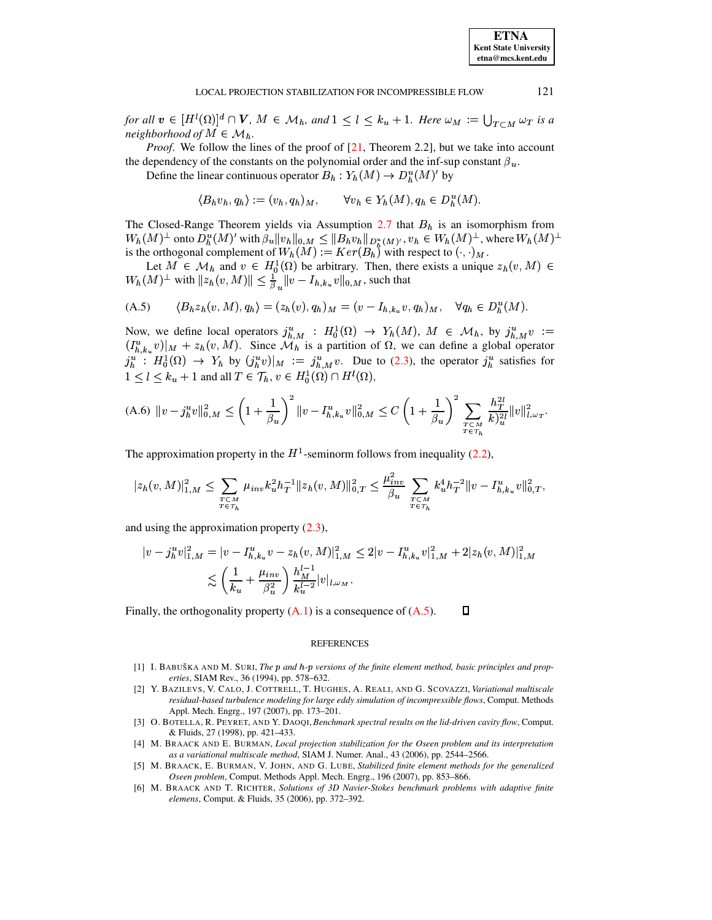*for all* $\boldsymbol{v} \in [H^l(\Omega)]^d \cap \boldsymbol{V}$, $M \in \mathcal{M}_h$, *and* $1 \le l \le k_u + 1$. *Here* $\omega_M := \bigcup_{T \subset M} \omega_T$ *is a neighborhood of* $M \in \mathcal{M}_h$.

*Proof*. We follow the lines of the proof of [21, Theorem 2.2], but we take into account the dependency of the constants on the polynomial order and the inf-sup constant $\beta_u$.

Define the linear continuous operator $B_h : Y_h(M) \to D_h^u(M)'$ by

$$\langle B_h v_h, q_h \rangle := (v_h, q_h)_M, \qquad \forall v_h \in Y_h(M), q_h \in D_h^u(M).$$

The Closed-Range Theorem yields via Assumption 2.7 that $B_h$ is an isomorphism from $W_h(M)^\perp$ onto $D_h^u(M)'$ with $\beta_u \|v_h\|_{0,M} \le \|B_h v_h\|_{D_h^u(M)'}, v_h \in W_h(M)^\perp$, where $W_h(M)^\perp$ is the orthogonal complement of $W_h(M) := Ker(B_h)$ with respect to $(\cdot,\cdot)_M$.

Let $M \in \mathcal{M}_h$ and $v \in H_0^1(\Omega)$ be arbitrary. Then, there exists a unique $z_h(v, M) \in W_h(M)^\perp$ with $\|z_h(v,M)\| \le \frac{1}{\beta_u}\|v - I_{h,k_u} v\|_{0,M}$, such that

$$\text{(A.5)} \qquad \langle B_h z_h(v,M), q_h \rangle = (z_h(v), q_h)_M = (v - I_{h,k_u} v, q_h)_M, \quad \forall q_h \in D_h^u(M).$$

Now, we define local operators $j_{h,M}^u : H_0^1(\Omega) \to Y_h(M)$, $M \in \mathcal{M}_h$, by $j_{h,M}^u v := (I_{h,k_u}^u v)|_M + z_h(v, M)$. Since $\mathcal{M}_h$ is a partition of $\Omega$, we can define a global operator $j_h^u : H_0^1(\Omega) \to Y_h$ by $(j_h^u v)|_M := j_{h,M}^u v$. Due to (2.3), the operator $j_h^u$ satisfies for $1 \le l \le k_u + 1$ and all $T \in \mathcal{T}_h$, $v \in H_0^1(\Omega) \cap H^l(\Omega)$,

$$\text{(A.6)} \ \|v - j_h^u v\|_{0,M}^2 \le \left(1 + \frac{1}{\beta_u}\right)^2 \|v - I_{h,k_u}^u v\|_{0,M}^2 \le C\left(1 + \frac{1}{\beta_u}\right)^2 \sum_{\substack{T \subset M \\ T \in \mathcal{T}_h}} \frac{h_T^{2l}}{k)_u^{2l}} \|v\|_{l,\omega_T}^2.$$

The approximation property in the $H^1$-seminorm follows from inequality (2.2),

$$|z_h(v,M)|_{1,M}^2 \le \sum_{\substack{T \subset M \\ T \in \mathcal{T}_h}} \mu_{inv} k_u^2 h_T^{-1} \|z_h(v,M)\|_{0,T}^2 \le \frac{\mu_{inv}^2}{\beta_u} \sum_{\substack{T \subset M \\ T \in \mathcal{T}_h}} k_u^4 h_T^{-2} \|v - I_{h,k_u}^u v\|_{0,T}^2,$$

and using the approximation property (2.3),

$$\begin{aligned} |v - j_h^u v|_{1,M}^2 &= |v - I_{h,k_u}^u v - z_h(v,M)|_{1,M}^2 \le 2|v - I_{h,k_u}^u v|_{1,M}^2 + 2|z_h(v,M)|_{1,M}^2 \\ &\lesssim \left(\frac{1}{k_u} + \frac{\mu_{inv}}{\beta_u^2}\right) \frac{h_M^{l-1}}{k_u^{l-2}} |v|_{l,\omega_M}. \end{aligned}$$

Finally, the orthogonality property (A.1) is a consequence of (A.5). ∎

## REFERENCES

[1] I. Babuška and M. Suri, *The p and h-p versions of the finite element method, basic principles and properties*, SIAM Rev., 36 (1994), pp. 578–632.

[2] Y. Bazilevs, V. Calo, J. Cottrell, T. Hughes, A. Reali, and G. Scovazzi, *Variational multiscale residual-based turbulence modeling for large eddy simulation of incompressible flows*, Comput. Methods Appl. Mech. Engrg., 197 (2007), pp. 173–201.

[3] O. Botella, R. Peyret, and Y. Daoqi, *Benchmark spectral results on the lid-driven cavity flow*, Comput. & Fluids, 27 (1998), pp. 421–433.

[4] M. Braack and E. Burman, *Local projection stabilization for the Oseen problem and its interpretation as a variational multiscale method*, SIAM J. Numer. Anal., 43 (2006), pp. 2544–2566.

[5] M. Braack, E. Burman, V. John, and G. Lube, *Stabilized finite element methods for the generalized Oseen problem*, Comput. Methods Appl. Mech. Engrg., 196 (2007), pp. 853–866.

[6] M. Braack and T. Richter, *Solutions of 3D Navier-Stokes benchmark problems with adaptive finite elemens*, Comput. & Fluids, 35 (2006), pp. 372–392.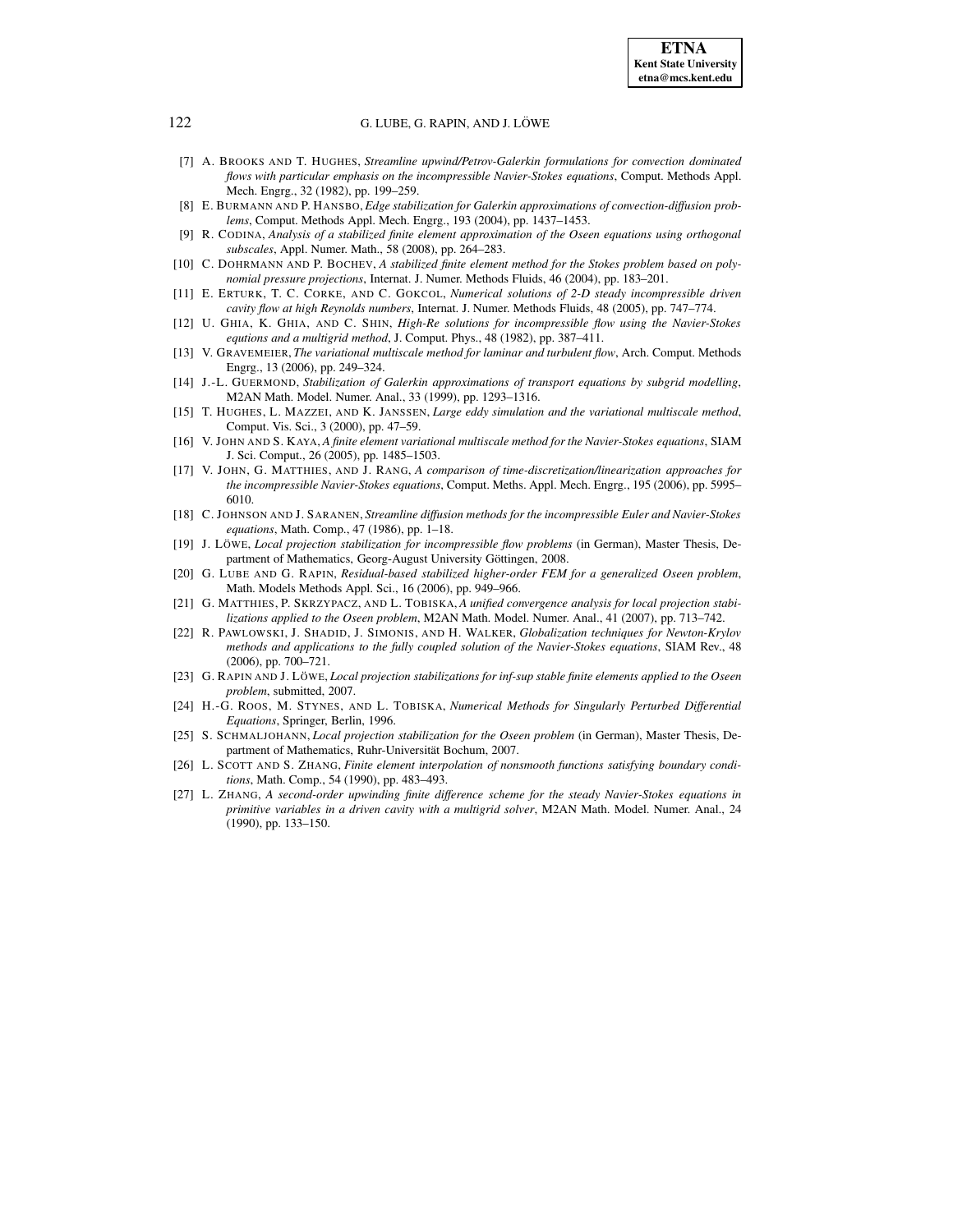[7] A. Brooks and T. Hughes, *Streamline upwind/Petrov-Galerkin formulations for convection dominated flows with particular emphasis on the incompressible Navier-Stokes equations*, Comput. Methods Appl. Mech. Engrg., 32 (1982), pp. 199–259.

[8] E. Burmann and P. Hansbo, *Edge stabilization for Galerkin approximations of convection-diffusion problems*, Comput. Methods Appl. Mech. Engrg., 193 (2004), pp. 1437–1453.

[9] R. Codina, *Analysis of a stabilized finite element approximation of the Oseen equations using orthogonal subscales*, Appl. Numer. Math., 58 (2008), pp. 264–283.

[10] C. Dohrmann and P. Bochev, *A stabilized finite element method for the Stokes problem based on polynomial pressure projections*, Internat. J. Numer. Methods Fluids, 46 (2004), pp. 183–201.

[11] E. Erturk, T. C. Corke, and C. Gokcol, *Numerical solutions of 2-D steady incompressible driven cavity flow at high Reynolds numbers*, Internat. J. Numer. Methods Fluids, 48 (2005), pp. 747–774.

[12] U. Ghia, K. Ghia, and C. Shin, *High-Re solutions for incompressible flow using the Navier-Stokes equtions and a multigrid method*, J. Comput. Phys., 48 (1982), pp. 387–411.

[13] V. Gravemeier, *The variational multiscale method for laminar and turbulent flow*, Arch. Comput. Methods Engrg., 13 (2006), pp. 249–324.

[14] J.-L. Guermond, *Stabilization of Galerkin approximations of transport equations by subgrid modelling*, M2AN Math. Model. Numer. Anal., 33 (1999), pp. 1293–1316.

[15] T. Hughes, L. Mazzei, and K. Janssen, *Large eddy simulation and the variational multiscale method*, Comput. Vis. Sci., 3 (2000), pp. 47–59.

[16] V. John and S. Kaya, *A finite element variational multiscale method for the Navier-Stokes equations*, SIAM J. Sci. Comput., 26 (2005), pp. 1485–1503.

[17] V. John, G. Matthies, and J. Rang, *A comparison of time-discretization/linearization approaches for the incompressible Navier-Stokes equations*, Comput. Meths. Appl. Mech. Engrg., 195 (2006), pp. 5995–6010.

[18] C. Johnson and J. Saranen, *Streamline diffusion methods for the incompressible Euler and Navier-Stokes equations*, Math. Comp., 47 (1986), pp. 1–18.

[19] J. Löwe, *Local projection stabilization for incompressible flow problems* (in German), Master Thesis, Department of Mathematics, Georg-August University Göttingen, 2008.

[20] G. Lube and G. Rapin, *Residual-based stabilized higher-order FEM for a generalized Oseen problem*, Math. Models Methods Appl. Sci., 16 (2006), pp. 949–966.

[21] G. Matthies, P. Skrzypacz, and L. Tobiska, *A unified convergence analysis for local projection stabilizations applied to the Oseen problem*, M2AN Math. Model. Numer. Anal., 41 (2007), pp. 713–742.

[22] R. Pawlowski, J. Shadid, J. Simonis, and H. Walker, *Globalization techniques for Newton-Krylov methods and applications to the fully coupled solution of the Navier-Stokes equations*, SIAM Rev., 48 (2006), pp. 700–721.

[23] G. Rapin and J. Löwe, *Local projection stabilizations for inf-sup stable finite elements applied to the Oseen problem*, submitted, 2007.

[24] H.-G. Roos, M. Stynes, and L. Tobiska, *Numerical Methods for Singularly Perturbed Differential Equations*, Springer, Berlin, 1996.

[25] S. Schmaljohann, *Local projection stabilization for the Oseen problem* (in German), Master Thesis, Department of Mathematics, Ruhr-Universität Bochum, 2007.

[26] L. Scott and S. Zhang, *Finite element interpolation of nonsmooth functions satisfying boundary conditions*, Math. Comp., 54 (1990), pp. 483–493.

[27] L. Zhang, *A second-order upwinding finite difference scheme for the steady Navier-Stokes equations in primitive variables in a driven cavity with a multigrid solver*, M2AN Math. Model. Numer. Anal., 24 (1990), pp. 133–150.